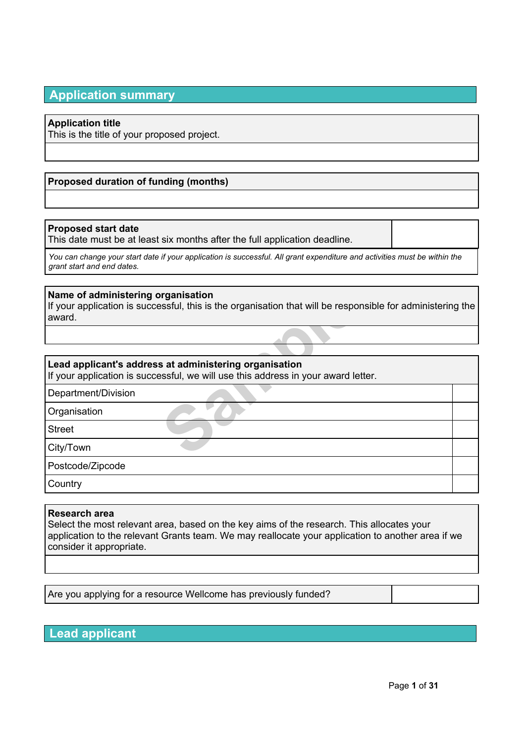## Application summary

| **Application title**<br>This is the title of your proposed project. |
| --- |
| |

| **Proposed duration of funding (months)** |
| --- |
| |

| **Proposed start date**<br>This date must be at least six months after the full application deadline. | |
| --- | --- |
| *You can change your start date if your application is successful. All grant expenditure and activities must be within the grant start and end dates.* | |

| **Name of administering organisation**<br>If your application is successful, this is the organisation that will be responsible for administering the award. |
| --- |
| |

| **Lead applicant's address at administering organisation**<br>If your application is successful, we will use this address in your award letter. | |
| --- | --- |
| Department/Division | |
| Organisation | |
| Street | |
| City/Town | |
| Postcode/Zipcode | |
| Country | |

| **Research area**<br>Select the most relevant area, based on the key aims of the research. This allocates your application to the relevant Grants team. We may reallocate your application to another area if we consider it appropriate. |
| --- |
| |

| Are you applying for a resource Wellcome has previously funded? | |
| --- | --- |

## Lead applicant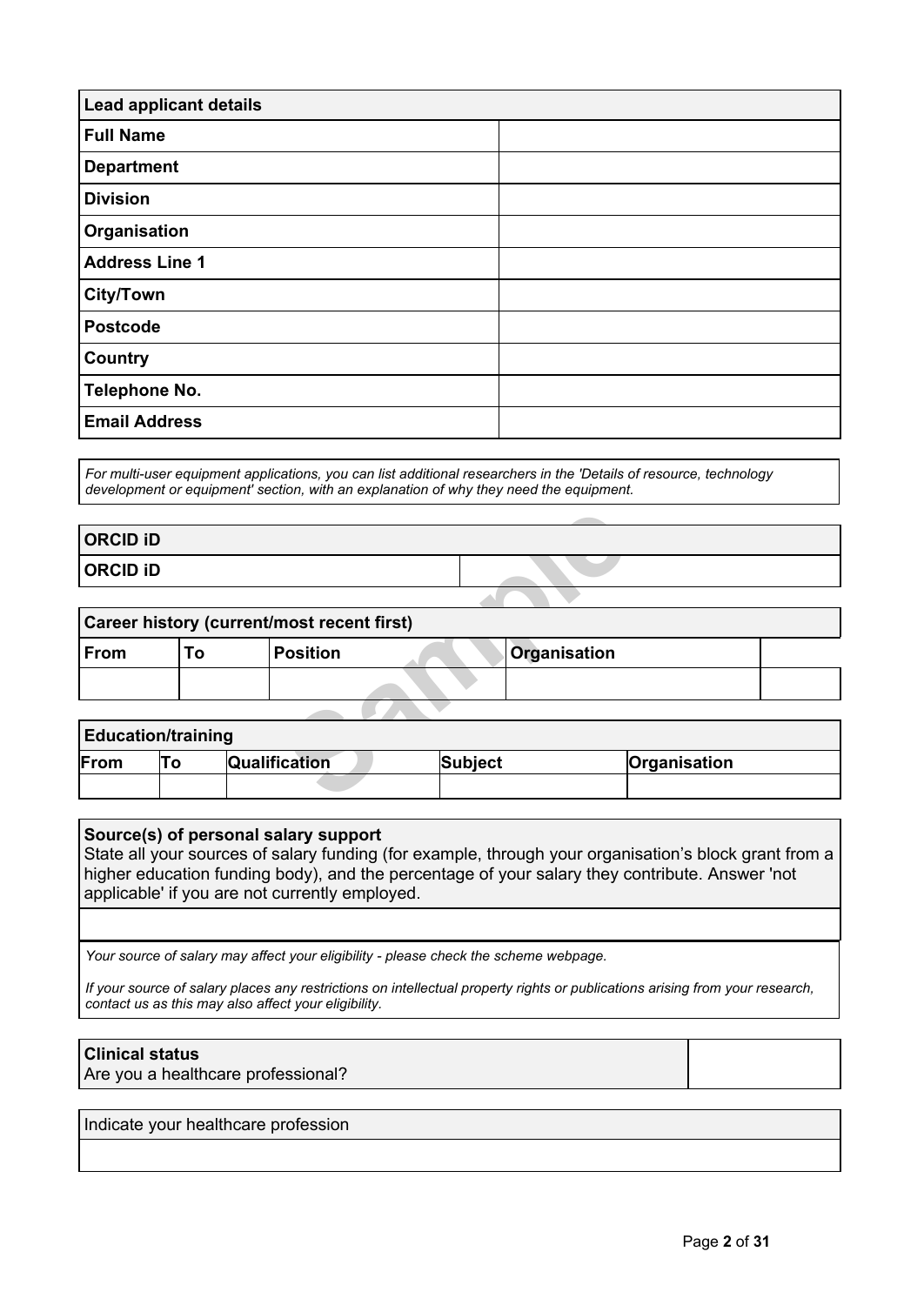| Lead applicant details | |
|---|---|
| **Full Name** | |
| **Department** | |
| **Division** | |
| **Organisation** | |
| **Address Line 1** | |
| **City/Town** | |
| **Postcode** | |
| **Country** | |
| **Telephone No.** | |
| **Email Address** | |

*For multi-user equipment applications, you can list additional researchers in the 'Details of resource, technology development or equipment' section, with an explanation of why they need the equipment.*

| ORCID iD | |
|---|---|
| **ORCID iD** | |

| Career history (current/most recent first) | | | | |
|---|---|---|---|---|
| **From** | **To** | **Position** | **Organisation** | |
| | | | | |

| Education/training | | | | |
|---|---|---|---|---|
| **From** | **To** | **Qualification** | **Subject** | **Organisation** |
| | | | | |

**Source(s) of personal salary support**
State all your sources of salary funding (for example, through your organisation's block grant from a higher education funding body), and the percentage of your salary they contribute. Answer 'not applicable' if you are not currently employed.

*Your source of salary may affect your eligibility - please check the scheme webpage.*

*If your source of salary places any restrictions on intellectual property rights or publications arising from your research, contact us as this may also affect your eligibility.*

| **Clinical status** Are you a healthcare professional? | |
|---|---|

Indicate your healthcare profession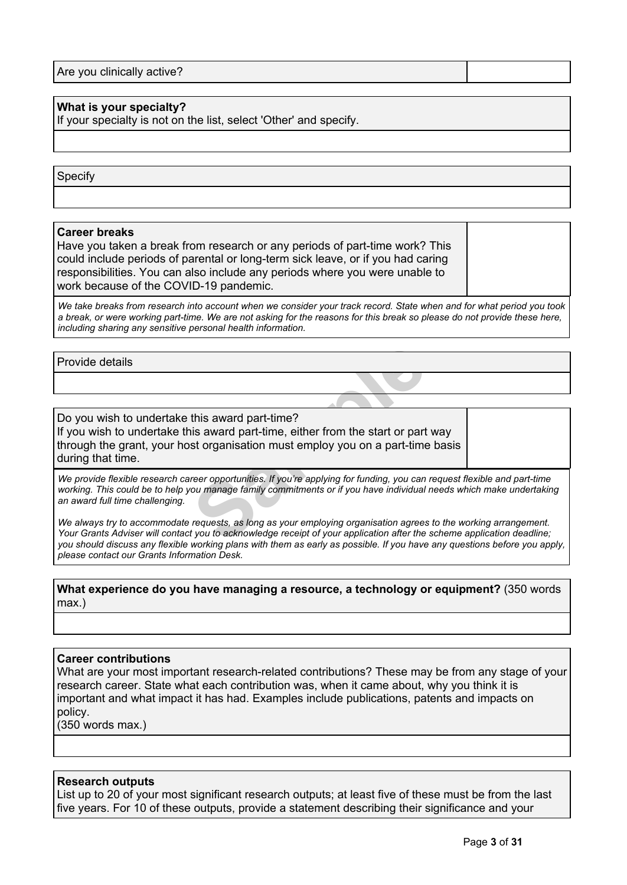| Are you clinically active? | |
|---|---|

**What is your specialty?**
If your specialty is not on the list, select 'Other' and specify.

Specify

| **Career breaks** Have you taken a break from research or any periods of part-time work? This could include periods of parental or long-term sick leave, or if you had caring responsibilities. You can also include any periods where you were unable to work because of the COVID-19 pandemic. | |
|---|---|

*We take breaks from research into account when we consider your track record. State when and for what period you took a break, or were working part-time. We are not asking for the reasons for this break so please do not provide these here, including sharing any sensitive personal health information.*

Provide details

| Do you wish to undertake this award part-time? If you wish to undertake this award part-time, either from the start or part way through the grant, your host organisation must employ you on a part-time basis during that time. | |
|---|---|

*We provide flexible research career opportunities. If you're applying for funding, you can request flexible and part-time working. This could be to help you manage family commitments or if you have individual needs which make undertaking an award full time challenging.*

*We always try to accommodate requests, as long as your employing organisation agrees to the working arrangement. Your Grants Adviser will contact you to acknowledge receipt of your application after the scheme application deadline; you should discuss any flexible working plans with them as early as possible. If you have any questions before you apply, please contact our Grants Information Desk.*

**What experience do you have managing a resource, a technology or equipment?** (350 words max.)

**Career contributions**
What are your most important research-related contributions? These may be from any stage of your research career. State what each contribution was, when it came about, why you think it is important and what impact it has had. Examples include publications, patents and impacts on policy.
(350 words max.)

**Research outputs**
List up to 20 of your most significant research outputs; at least five of these must be from the last five years. For 10 of these outputs, provide a statement describing their significance and your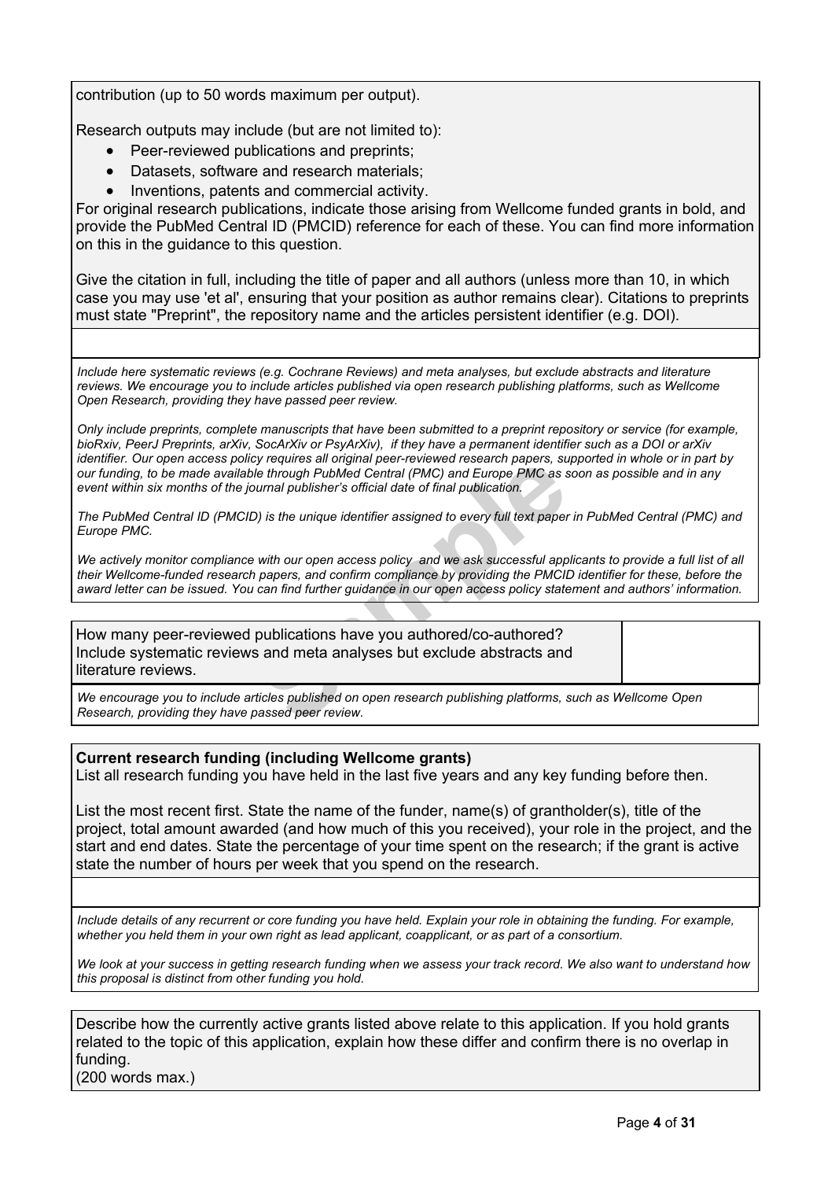contribution (up to 50 words maximum per output).

Research outputs may include (but are not limited to):

- Peer-reviewed publications and preprints;
- Datasets, software and research materials;
- Inventions, patents and commercial activity.

For original research publications, indicate those arising from Wellcome funded grants in bold, and provide the PubMed Central ID (PMCID) reference for each of these. You can find more information on this in the guidance to this question.

Give the citation in full, including the title of paper and all authors (unless more than 10, in which case you may use 'et al', ensuring that your position as author remains clear). Citations to preprints must state "Preprint", the repository name and the articles persistent identifier (e.g. DOI).

*Include here systematic reviews (e.g. Cochrane Reviews) and meta analyses, but exclude abstracts and literature reviews. We encourage you to include articles published via open research publishing platforms, such as Wellcome Open Research, providing they have passed peer review.*

*Only include preprints, complete manuscripts that have been submitted to a preprint repository or service (for example, bioRxiv, PeerJ Preprints, arXiv, SocArXiv or PsyArXiv), if they have a permanent identifier such as a DOI or arXiv identifier. Our open access policy requires all original peer-reviewed research papers, supported in whole or in part by our funding, to be made available through PubMed Central (PMC) and Europe PMC as soon as possible and in any event within six months of the journal publisher's official date of final publication.*

*The PubMed Central ID (PMCID) is the unique identifier assigned to every full text paper in PubMed Central (PMC) and Europe PMC.*

*We actively monitor compliance with our open access policy and we ask successful applicants to provide a full list of all their Wellcome-funded research papers, and confirm compliance by providing the PMCID identifier for these, before the award letter can be issued. You can find further guidance in our open access policy statement and authors' information.*

How many peer-reviewed publications have you authored/co-authored? Include systematic reviews and meta analyses but exclude abstracts and literature reviews.

*We encourage you to include articles published on open research publishing platforms, such as Wellcome Open Research, providing they have passed peer review.*

**Current research funding (including Wellcome grants)**

List all research funding you have held in the last five years and any key funding before then.

List the most recent first. State the name of the funder, name(s) of grantholder(s), title of the project, total amount awarded (and how much of this you received), your role in the project, and the start and end dates. State the percentage of your time spent on the research; if the grant is active state the number of hours per week that you spend on the research.

*Include details of any recurrent or core funding you have held. Explain your role in obtaining the funding. For example, whether you held them in your own right as lead applicant, coapplicant, or as part of a consortium.*

*We look at your success in getting research funding when we assess your track record. We also want to understand how this proposal is distinct from other funding you hold.*

Describe how the currently active grants listed above relate to this application. If you hold grants related to the topic of this application, explain how these differ and confirm there is no overlap in funding.
(200 words max.)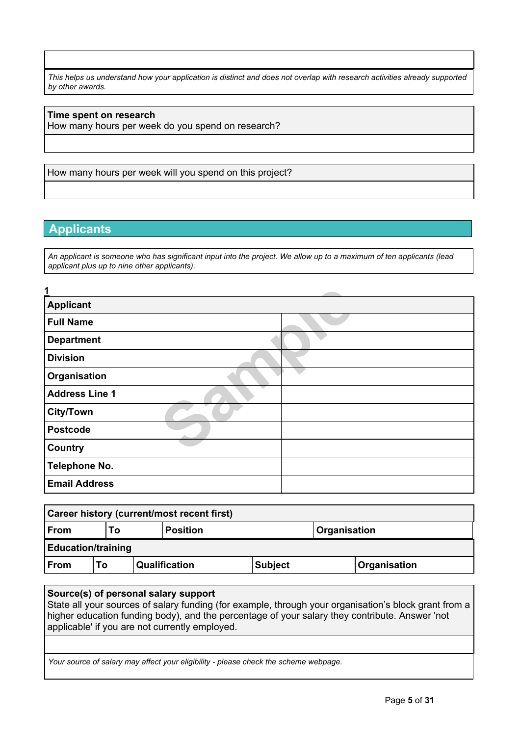*This helps us understand how your application is distinct and does not overlap with research activities already supported by other awards.*

**Time spent on research**
How many hours per week do you spend on research?

How many hours per week will you spend on this project?

## Applicants

*An applicant is someone who has significant input into the project. We allow up to a maximum of ten applicants (lead applicant plus up to nine other applicants).*

**1**

| **Applicant** | |
|---|---|
| **Full Name** | |
| **Department** | |
| **Division** | |
| **Organisation** | |
| **Address Line 1** | |
| **City/Town** | |
| **Postcode** | |
| **Country** | |
| **Telephone No.** | |
| **Email Address** | |

**Career history (current/most recent first)**

| **From** | **To** | **Position** | **Organisation** |
|---|---|---|---|

**Education/training**

| **From** | **To** | **Qualification** | **Subject** | **Organisation** |
|---|---|---|---|---|

**Source(s) of personal salary support**
State all your sources of salary funding (for example, through your organisation's block grant from a higher education funding body), and the percentage of your salary they contribute. Answer 'not applicable' if you are not currently employed.

*Your source of salary may affect your eligibility - please check the scheme webpage.*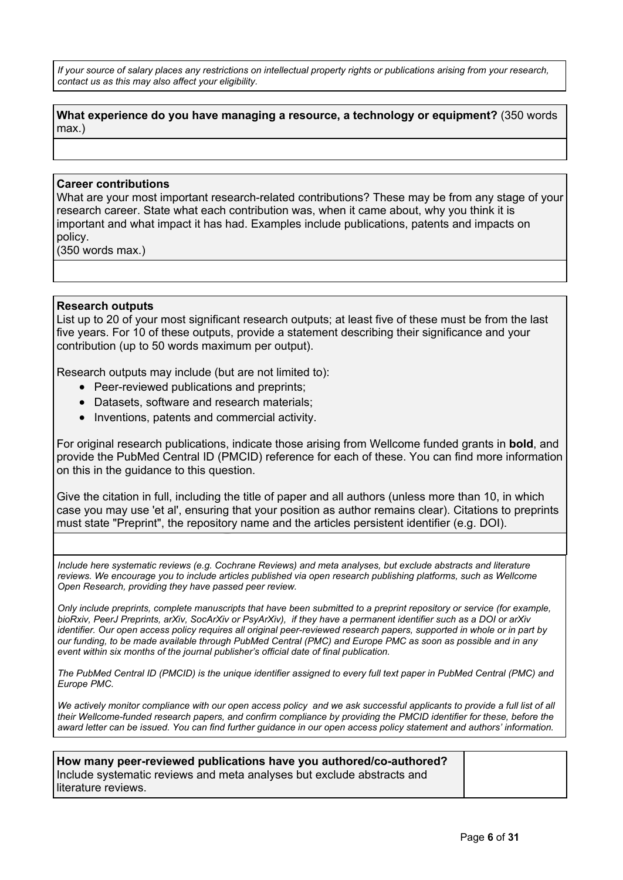*If your source of salary places any restrictions on intellectual property rights or publications arising from your research, contact us as this may also affect your eligibility.*

**What experience do you have managing a resource, a technology or equipment?** (350 words max.)

**Career contributions**

What are your most important research-related contributions? These may be from any stage of your research career. State what each contribution was, when it came about, why you think it is important and what impact it has had. Examples include publications, patents and impacts on policy.

(350 words max.)

**Research outputs**

List up to 20 of your most significant research outputs; at least five of these must be from the last five years. For 10 of these outputs, provide a statement describing their significance and your contribution (up to 50 words maximum per output).

Research outputs may include (but are not limited to):

- Peer-reviewed publications and preprints;
- Datasets, software and research materials;
- Inventions, patents and commercial activity.

For original research publications, indicate those arising from Wellcome funded grants in **bold**, and provide the PubMed Central ID (PMCID) reference for each of these. You can find more information on this in the guidance to this question.

Give the citation in full, including the title of paper and all authors (unless more than 10, in which case you may use 'et al', ensuring that your position as author remains clear). Citations to preprints must state "Preprint", the repository name and the articles persistent identifier (e.g. DOI).

*Include here systematic reviews (e.g. Cochrane Reviews) and meta analyses, but exclude abstracts and literature reviews. We encourage you to include articles published via open research publishing platforms, such as Wellcome Open Research, providing they have passed peer review.*

*Only include preprints, complete manuscripts that have been submitted to a preprint repository or service (for example, bioRxiv, PeerJ Preprints, arXiv, SocArXiv or PsyArXiv), if they have a permanent identifier such as a DOI or arXiv identifier. Our open access policy requires all original peer-reviewed research papers, supported in whole or in part by our funding, to be made available through PubMed Central (PMC) and Europe PMC as soon as possible and in any event within six months of the journal publisher's official date of final publication.*

*The PubMed Central ID (PMCID) is the unique identifier assigned to every full text paper in PubMed Central (PMC) and Europe PMC.*

*We actively monitor compliance with our open access policy and we ask successful applicants to provide a full list of all their Wellcome-funded research papers, and confirm compliance by providing the PMCID identifier for these, before the award letter can be issued. You can find further guidance in our open access policy statement and authors' information.*

| **How many peer-reviewed publications have you authored/co-authored?** Include systematic reviews and meta analyses but exclude abstracts and literature reviews. | |
|---|---|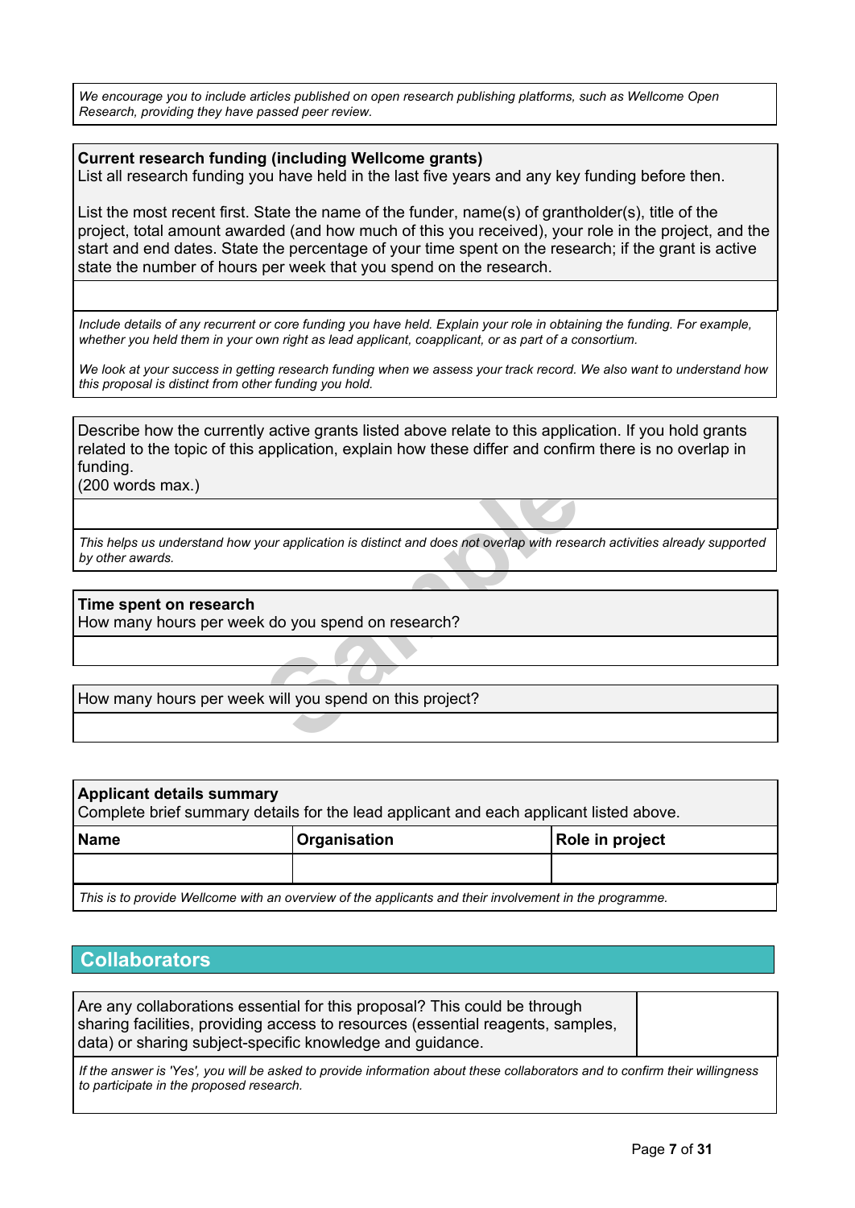*We encourage you to include articles published on open research publishing platforms, such as Wellcome Open Research, providing they have passed peer review.*

**Current research funding (including Wellcome grants)**

List all research funding you have held in the last five years and any key funding before then.

List the most recent first. State the name of the funder, name(s) of grantholder(s), title of the project, total amount awarded (and how much of this you received), your role in the project, and the start and end dates. State the percentage of your time spent on the research; if the grant is active state the number of hours per week that you spend on the research.

*Include details of any recurrent or core funding you have held. Explain your role in obtaining the funding. For example, whether you held them in your own right as lead applicant, coapplicant, or as part of a consortium.*

*We look at your success in getting research funding when we assess your track record. We also want to understand how this proposal is distinct from other funding you hold.*

Describe how the currently active grants listed above relate to this application. If you hold grants related to the topic of this application, explain how these differ and confirm there is no overlap in funding.
(200 words max.)

*This helps us understand how your application is distinct and does not overlap with research activities already supported by other awards.*

**Time spent on research**

How many hours per week do you spend on research?

How many hours per week will you spend on this project?

**Applicant details summary**

Complete brief summary details for the lead applicant and each applicant listed above.

| Name | Organisation | Role in project |
|---|---|---|
| | | |

*This is to provide Wellcome with an overview of the applicants and their involvement in the programme.*

## Collaborators

Are any collaborations essential for this proposal? This could be through sharing facilities, providing access to resources (essential reagents, samples, data) or sharing subject-specific knowledge and guidance.

*If the answer is 'Yes', you will be asked to provide information about these collaborators and to confirm their willingness to participate in the proposed research.*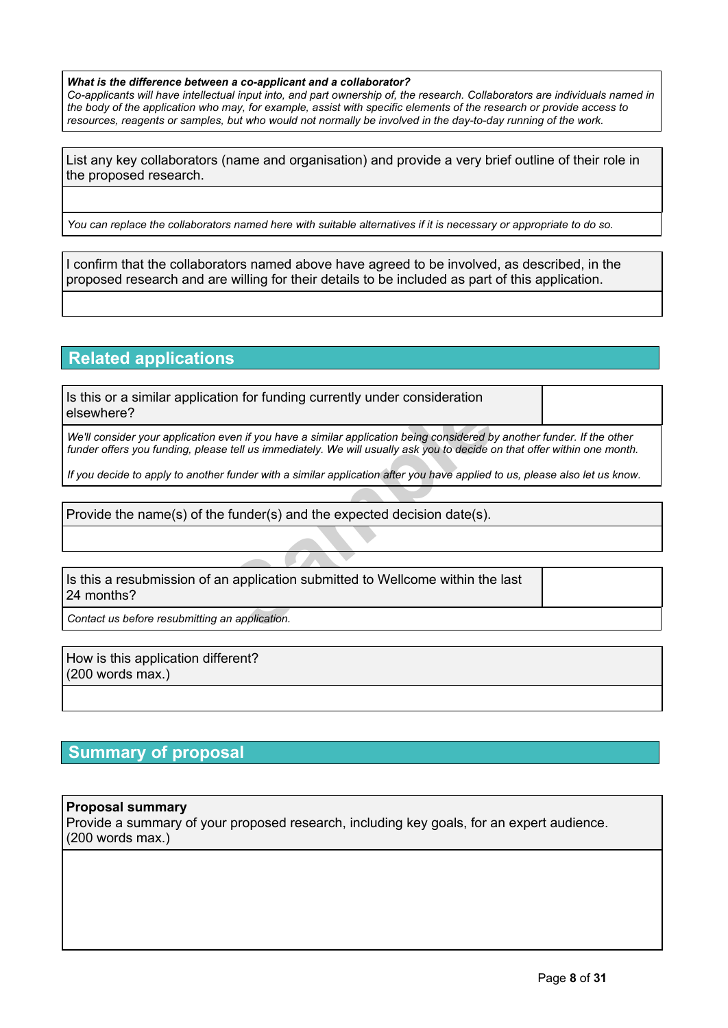***What is the difference between a co-applicant and a collaborator?***
*Co-applicants will have intellectual input into, and part ownership of, the research. Collaborators are individuals named in the body of the application who may, for example, assist with specific elements of the research or provide access to resources, reagents or samples, but who would not normally be involved in the day-to-day running of the work.*

List any key collaborators (name and organisation) and provide a very brief outline of their role in the proposed research.

*You can replace the collaborators named here with suitable alternatives if it is necessary or appropriate to do so.*

I confirm that the collaborators named above have agreed to be involved, as described, in the proposed research and are willing for their details to be included as part of this application.

## Related applications

Is this or a similar application for funding currently under consideration elsewhere?

*We'll consider your application even if you have a similar application being considered by another funder. If the other funder offers you funding, please tell us immediately. We will usually ask you to decide on that offer within one month.*

*If you decide to apply to another funder with a similar application after you have applied to us, please also let us know.*

Provide the name(s) of the funder(s) and the expected decision date(s).

Is this a resubmission of an application submitted to Wellcome within the last 24 months?

*Contact us before resubmitting an application.*

How is this application different?
(200 words max.)

## Summary of proposal

**Proposal summary**
Provide a summary of your proposed research, including key goals, for an expert audience.
(200 words max.)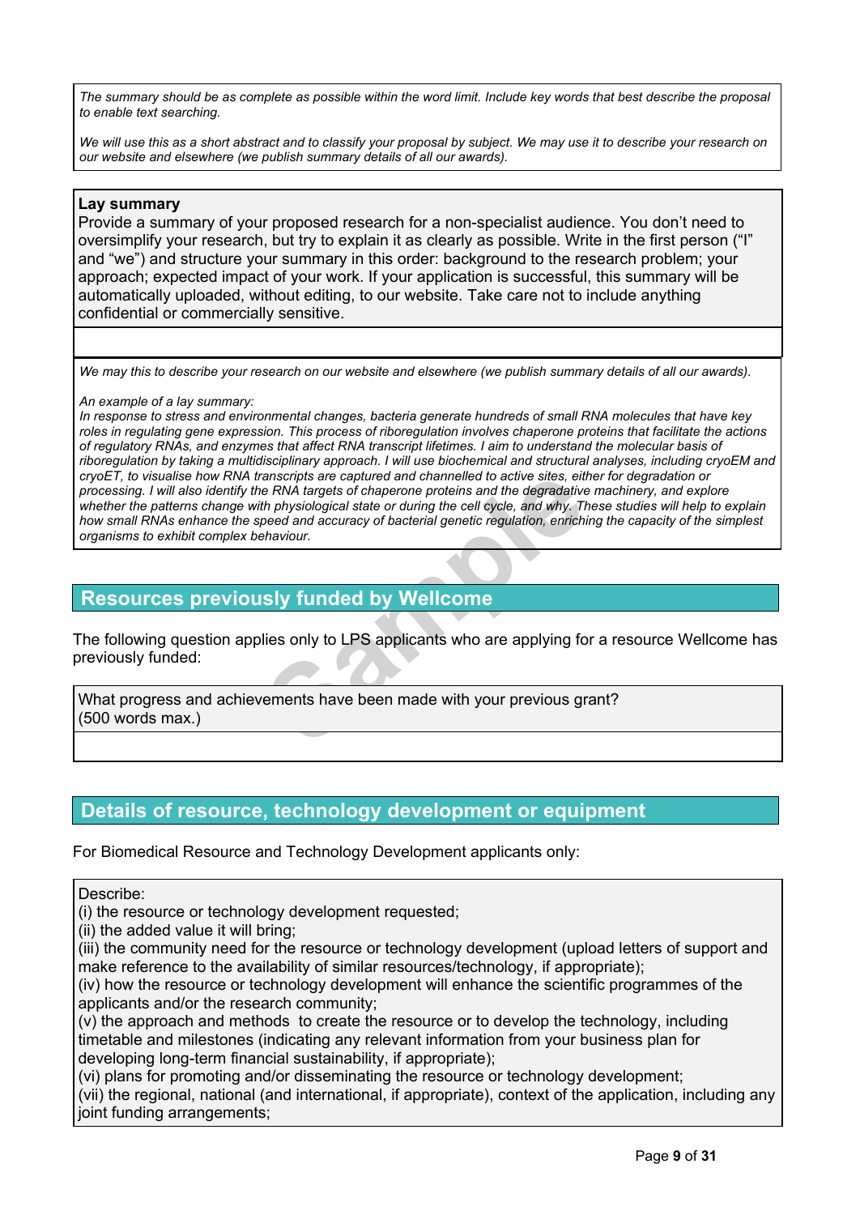*The summary should be as complete as possible within the word limit. Include key words that best describe the proposal to enable text searching.*

*We will use this as a short abstract and to classify your proposal by subject. We may use it to describe your research on our website and elsewhere (we publish summary details of all our awards).*

**Lay summary**

Provide a summary of your proposed research for a non-specialist audience. You don't need to oversimplify your research, but try to explain it as clearly as possible. Write in the first person ("I" and "we") and structure your summary in this order: background to the research problem; your approach; expected impact of your work. If your application is successful, this summary will be automatically uploaded, without editing, to our website. Take care not to include anything confidential or commercially sensitive.

*We may this to describe your research on our website and elsewhere (we publish summary details of all our awards).*

*An example of a lay summary:*
*In response to stress and environmental changes, bacteria generate hundreds of small RNA molecules that have key roles in regulating gene expression. This process of riboregulation involves chaperone proteins that facilitate the actions of regulatory RNAs, and enzymes that affect RNA transcript lifetimes. I aim to understand the molecular basis of riboregulation by taking a multidisciplinary approach. I will use biochemical and structural analyses, including cryoEM and cryoET, to visualise how RNA transcripts are captured and channelled to active sites, either for degradation or processing. I will also identify the RNA targets of chaperone proteins and the degradative machinery, and explore whether the patterns change with physiological state or during the cell cycle, and why. These studies will help to explain how small RNAs enhance the speed and accuracy of bacterial genetic regulation, enriching the capacity of the simplest organisms to exhibit complex behaviour.*

## Resources previously funded by Wellcome

The following question applies only to LPS applicants who are applying for a resource Wellcome has previously funded:

What progress and achievements have been made with your previous grant? (500 words max.)

## Details of resource, technology development or equipment

For Biomedical Resource and Technology Development applicants only:

Describe:
(i) the resource or technology development requested;
(ii) the added value it will bring;
(iii) the community need for the resource or technology development (upload letters of support and make reference to the availability of similar resources/technology, if appropriate);
(iv) how the resource or technology development will enhance the scientific programmes of the applicants and/or the research community;
(v) the approach and methods to create the resource or to develop the technology, including timetable and milestones (indicating any relevant information from your business plan for developing long-term financial sustainability, if appropriate);
(vi) plans for promoting and/or disseminating the resource or technology development;
(vii) the regional, national (and international, if appropriate), context of the application, including any joint funding arrangements;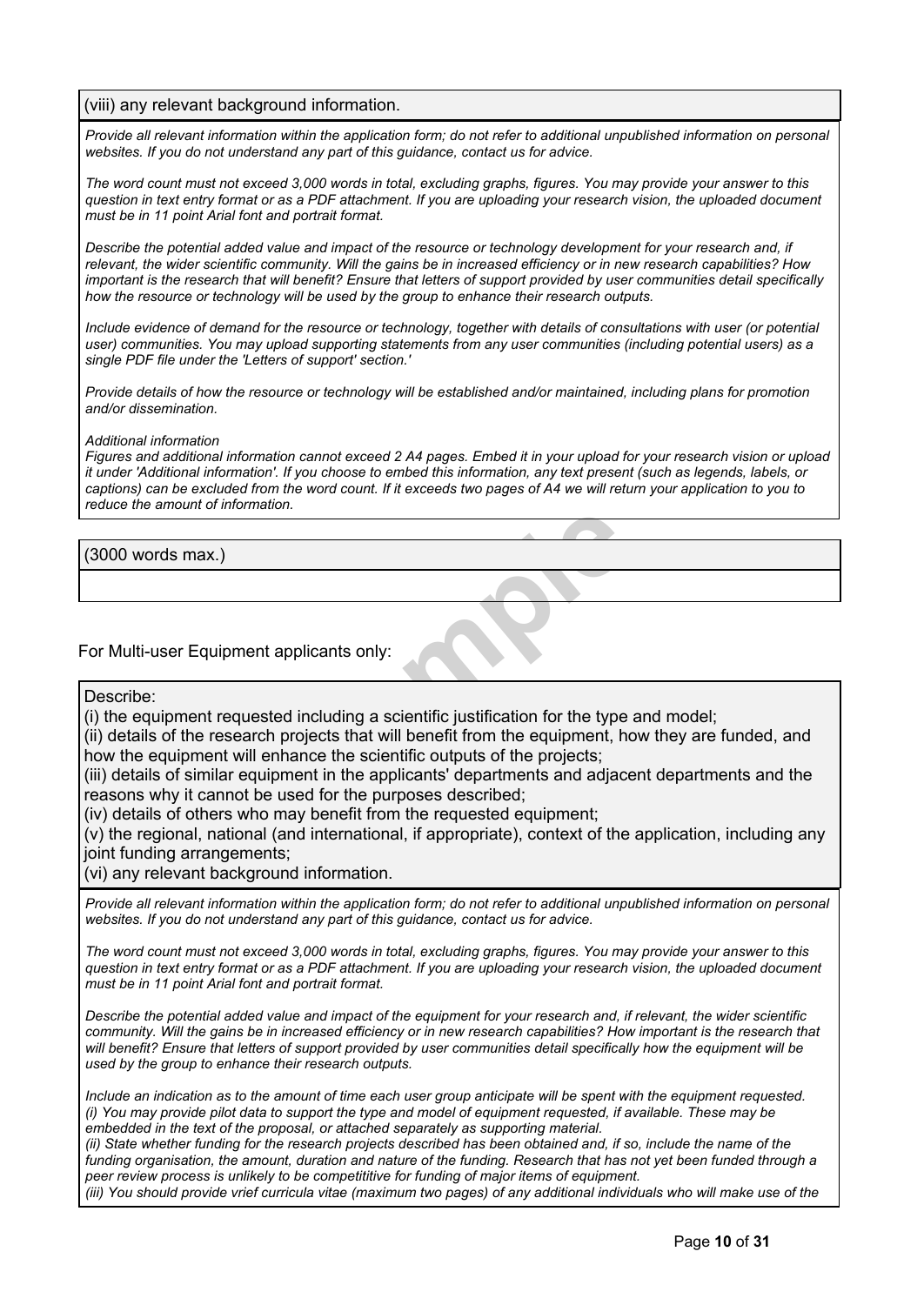(viii) any relevant background information.

*Provide all relevant information within the application form; do not refer to additional unpublished information on personal websites. If you do not understand any part of this guidance, contact us for advice.*

*The word count must not exceed 3,000 words in total, excluding graphs, figures. You may provide your answer to this question in text entry format or as a PDF attachment. If you are uploading your research vision, the uploaded document must be in 11 point Arial font and portrait format.*

*Describe the potential added value and impact of the resource or technology development for your research and, if relevant, the wider scientific community. Will the gains be in increased efficiency or in new research capabilities? How important is the research that will benefit? Ensure that letters of support provided by user communities detail specifically how the resource or technology will be used by the group to enhance their research outputs.*

*Include evidence of demand for the resource or technology, together with details of consultations with user (or potential user) communities. You may upload supporting statements from any user communities (including potential users) as a single PDF file under the 'Letters of support' section.'*

*Provide details of how the resource or technology will be established and/or maintained, including plans for promotion and/or dissemination.*

*Additional information*
*Figures and additional information cannot exceed 2 A4 pages. Embed it in your upload for your research vision or upload it under 'Additional information'. If you choose to embed this information, any text present (such as legends, labels, or captions) can be excluded from the word count. If it exceeds two pages of A4 we will return your application to you to reduce the amount of information.*

(3000 words max.)

For Multi-user Equipment applicants only:

Describe:
(i) the equipment requested including a scientific justification for the type and model;
(ii) details of the research projects that will benefit from the equipment, how they are funded, and how the equipment will enhance the scientific outputs of the projects;
(iii) details of similar equipment in the applicants' departments and adjacent departments and the reasons why it cannot be used for the purposes described;
(iv) details of others who may benefit from the requested equipment;
(v) the regional, national (and international, if appropriate), context of the application, including any joint funding arrangements;
(vi) any relevant background information.

*Provide all relevant information within the application form; do not refer to additional unpublished information on personal websites. If you do not understand any part of this guidance, contact us for advice.*

*The word count must not exceed 3,000 words in total, excluding graphs, figures. You may provide your answer to this question in text entry format or as a PDF attachment. If you are uploading your research vision, the uploaded document must be in 11 point Arial font and portrait format.*

*Describe the potential added value and impact of the equipment for your research and, if relevant, the wider scientific community. Will the gains be in increased efficiency or in new research capabilities? How important is the research that will benefit? Ensure that letters of support provided by user communities detail specifically how the equipment will be used by the group to enhance their research outputs.*

*Include an indication as to the amount of time each user group anticipate will be spent with the equipment requested.*
*(i) You may provide pilot data to support the type and model of equipment requested, if available. These may be embedded in the text of the proposal, or attached separately as supporting material.*
*(ii) State whether funding for the research projects described has been obtained and, if so, include the name of the funding organisation, the amount, duration and nature of the funding. Research that has not yet been funded through a peer review process is unlikely to be competititive for funding of major items of equipment.*
*(iii) You should provide vrief curricula vitae (maximum two pages) of any additional individuals who will make use of the*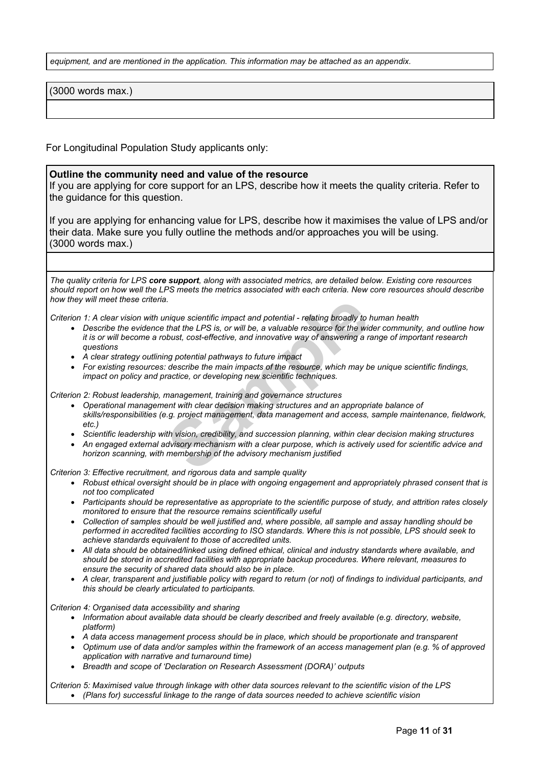*equipment, and are mentioned in the application. This information may be attached as an appendix.*

(3000 words max.)

For Longitudinal Population Study applicants only:

**Outline the community need and value of the resource**

If you are applying for core support for an LPS, describe how it meets the quality criteria. Refer to the guidance for this question.

If you are applying for enhancing value for LPS, describe how it maximises the value of LPS and/or their data. Make sure you fully outline the methods and/or approaches you will be using.
(3000 words max.)

*The quality criteria for LPS **core support**, along with associated metrics, are detailed below. Existing core resources should report on how well the LPS meets the metrics associated with each criteria. New core resources should describe how they will meet these criteria.*

*Criterion 1: A clear vision with unique scientific impact and potential - relating broadly to human health*

- *Describe the evidence that the LPS is, or will be, a valuable resource for the wider community, and outline how it is or will become a robust, cost-effective, and innovative way of answering a range of important research questions*
- *A clear strategy outlining potential pathways to future impact*
- *For existing resources: describe the main impacts of the resource, which may be unique scientific findings, impact on policy and practice, or developing new scientific techniques.*

*Criterion 2: Robust leadership, management, training and governance structures*

- *Operational management with clear decision making structures and an appropriate balance of skills/responsibilities (e.g. project management, data management and access, sample maintenance, fieldwork, etc.)*
- *Scientific leadership with vision, credibility, and succession planning, within clear decision making structures*
- *An engaged external advisory mechanism with a clear purpose, which is actively used for scientific advice and horizon scanning, with membership of the advisory mechanism justified*

*Criterion 3: Effective recruitment, and rigorous data and sample quality*

- *Robust ethical oversight should be in place with ongoing engagement and appropriately phrased consent that is not too complicated*
- *Participants should be representative as appropriate to the scientific purpose of study, and attrition rates closely monitored to ensure that the resource remains scientifically useful*
- *Collection of samples should be well justified and, where possible, all sample and assay handling should be performed in accredited facilities according to ISO standards. Where this is not possible, LPS should seek to achieve standards equivalent to those of accredited units.*
- *All data should be obtained/linked using defined ethical, clinical and industry standards where available, and should be stored in accredited facilities with appropriate backup procedures. Where relevant, measures to ensure the security of shared data should also be in place.*
- *A clear, transparent and justifiable policy with regard to return (or not) of findings to individual participants, and this should be clearly articulated to participants.*

*Criterion 4: Organised data accessibility and sharing*

- *Information about available data should be clearly described and freely available (e.g. directory, website, platform)*
- *A data access management process should be in place, which should be proportionate and transparent*
- *Optimum use of data and/or samples within the framework of an access management plan (e.g. % of approved application with narrative and turnaround time)*
- *Breadth and scope of 'Declaration on Research Assessment (DORA)' outputs*

*Criterion 5: Maximised value through linkage with other data sources relevant to the scientific vision of the LPS*

- *(Plans for) successful linkage to the range of data sources needed to achieve scientific vision*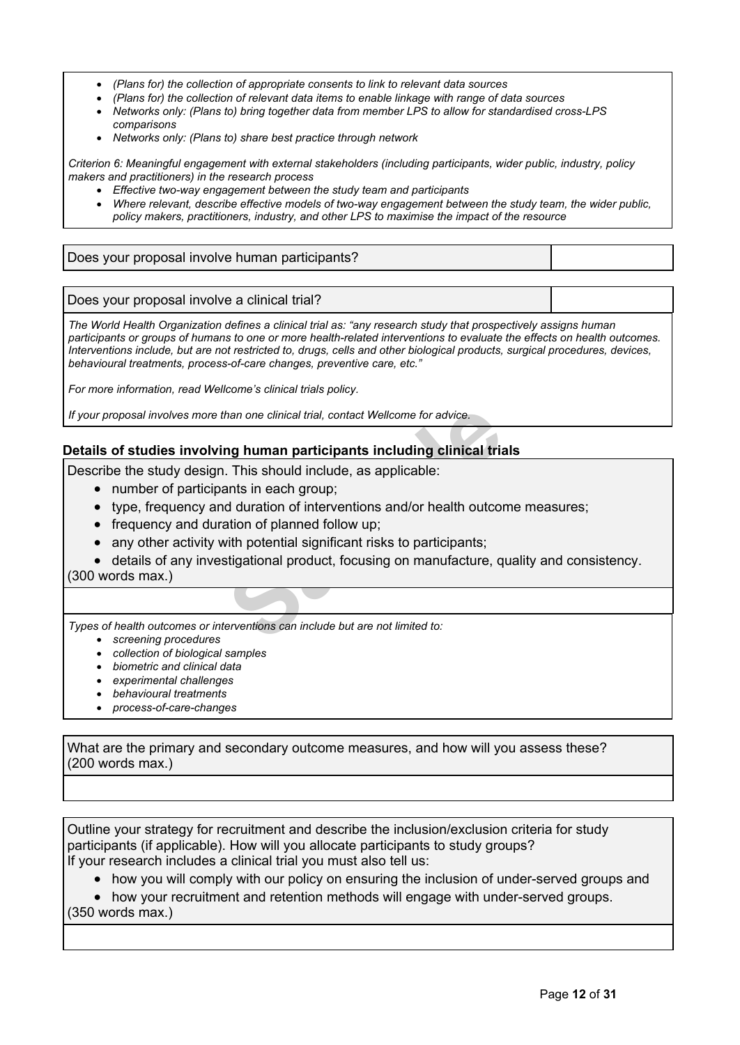- *(Plans for) the collection of appropriate consents to link to relevant data sources*
- *(Plans for) the collection of relevant data items to enable linkage with range of data sources*
- *Networks only: (Plans to) bring together data from member LPS to allow for standardised cross-LPS comparisons*
- *Networks only: (Plans to) share best practice through network*

*Criterion 6: Meaningful engagement with external stakeholders (including participants, wider public, industry, policy makers and practitioners) in the research process*

- *Effective two-way engagement between the study team and participants*
- *Where relevant, describe effective models of two-way engagement between the study team, the wider public, policy makers, practitioners, industry, and other LPS to maximise the impact of the resource*

| Does your proposal involve human participants? | |
|---|---|

| Does your proposal involve a clinical trial? | |
|---|---|

*The World Health Organization defines a clinical trial as: "any research study that prospectively assigns human participants or groups of humans to one or more health-related interventions to evaluate the effects on health outcomes. Interventions include, but are not restricted to, drugs, cells and other biological products, surgical procedures, devices, behavioural treatments, process-of-care changes, preventive care, etc."*

*For more information, read Wellcome's clinical trials policy.*

*If your proposal involves more than one clinical trial, contact Wellcome for advice.*

### Details of studies involving human participants including clinical trials

Describe the study design. This should include, as applicable:

- number of participants in each group;
- type, frequency and duration of interventions and/or health outcome measures;
- frequency and duration of planned follow up;
- any other activity with potential significant risks to participants;
- details of any investigational product, focusing on manufacture, quality and consistency.

(300 words max.)

*Types of health outcomes or interventions can include but are not limited to:*

- *screening procedures*
- *collection of biological samples*
- *biometric and clinical data*
- *experimental challenges*
- *behavioural treatments*
- *process-of-care-changes*

What are the primary and secondary outcome measures, and how will you assess these? (200 words max.)

Outline your strategy for recruitment and describe the inclusion/exclusion criteria for study participants (if applicable). How will you allocate participants to study groups?
If your research includes a clinical trial you must also tell us:

- how you will comply with our policy on ensuring the inclusion of under-served groups and
- how your recruitment and retention methods will engage with under-served groups.

(350 words max.)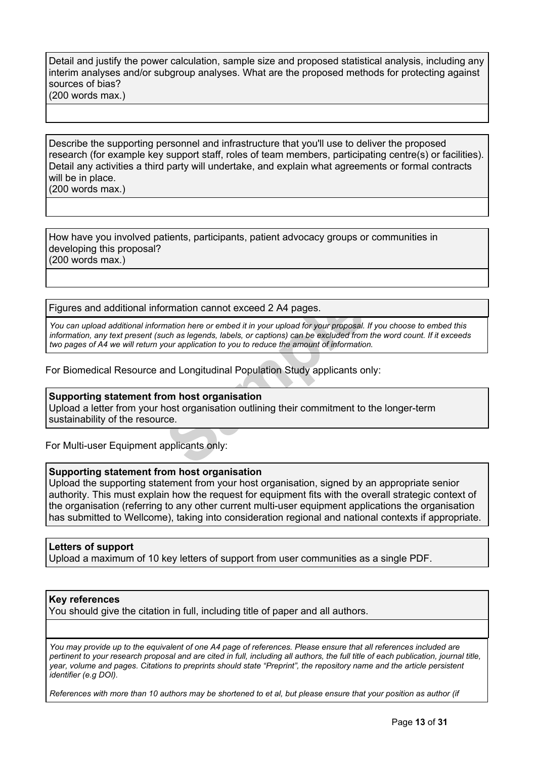Detail and justify the power calculation, sample size and proposed statistical analysis, including any interim analyses and/or subgroup analyses. What are the proposed methods for protecting against sources of bias?
(200 words max.)

Describe the supporting personnel and infrastructure that you'll use to deliver the proposed research (for example key support staff, roles of team members, participating centre(s) or facilities). Detail any activities a third party will undertake, and explain what agreements or formal contracts will be in place.
(200 words max.)

How have you involved patients, participants, patient advocacy groups or communities in developing this proposal?
(200 words max.)

Figures and additional information cannot exceed 2 A4 pages.

*You can upload additional information here or embed it in your upload for your proposal. If you choose to embed this information, any text present (such as legends, labels, or captions) can be excluded from the word count. If it exceeds two pages of A4 we will return your application to you to reduce the amount of information.*

For Biomedical Resource and Longitudinal Population Study applicants only:

**Supporting statement from host organisation**
Upload a letter from your host organisation outlining their commitment to the longer-term sustainability of the resource.

For Multi-user Equipment applicants only:

**Supporting statement from host organisation**
Upload the supporting statement from your host organisation, signed by an appropriate senior authority. This must explain how the request for equipment fits with the overall strategic context of the organisation (referring to any other current multi-user equipment applications the organisation has submitted to Wellcome), taking into consideration regional and national contexts if appropriate.

**Letters of support**
Upload a maximum of 10 key letters of support from user communities as a single PDF.

**Key references**
You should give the citation in full, including title of paper and all authors.

*You may provide up to the equivalent of one A4 page of references. Please ensure that all references included are pertinent to your research proposal and are cited in full, including all authors, the full title of each publication, journal title, year, volume and pages. Citations to preprints should state "Preprint", the repository name and the article persistent identifier (e.g DOI).*

*References with more than 10 authors may be shortened to et al, but please ensure that your position as author (if*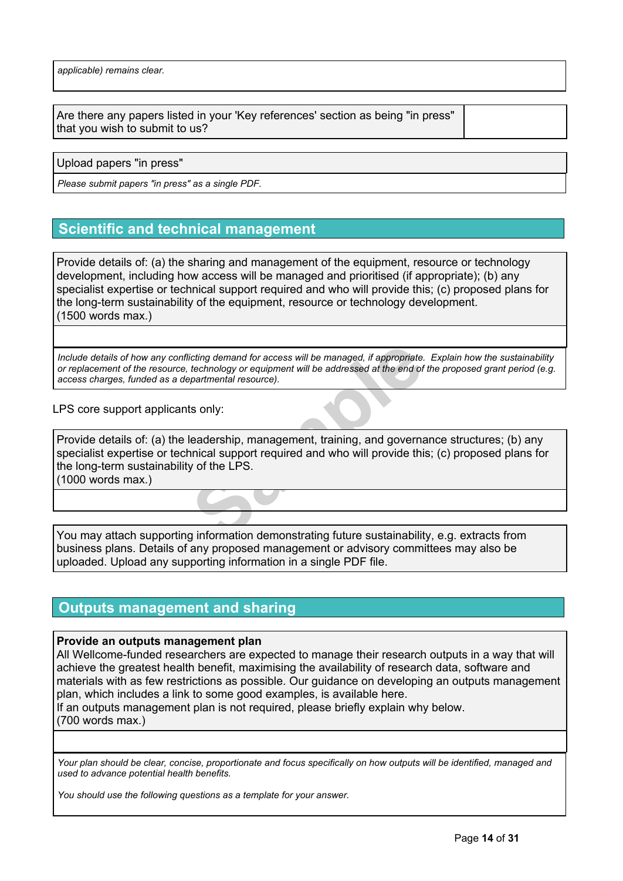*applicable) remains clear.*

| Are there any papers listed in your 'Key references' section as being "in press" that you wish to submit to us? | |
|---|---|

Upload papers "in press"

*Please submit papers "in press" as a single PDF.*

## Scientific and technical management

Provide details of: (a) the sharing and management of the equipment, resource or technology development, including how access will be managed and prioritised (if appropriate); (b) any specialist expertise or technical support required and who will provide this; (c) proposed plans for the long-term sustainability of the equipment, resource or technology development.
(1500 words max.)

*Include details of how any conflicting demand for access will be managed, if appropriate. Explain how the sustainability or replacement of the resource, technology or equipment will be addressed at the end of the proposed grant period (e.g. access charges, funded as a departmental resource).*

LPS core support applicants only:

Provide details of: (a) the leadership, management, training, and governance structures; (b) any specialist expertise or technical support required and who will provide this; (c) proposed plans for the long-term sustainability of the LPS.
(1000 words max.)

You may attach supporting information demonstrating future sustainability, e.g. extracts from business plans. Details of any proposed management or advisory committees may also be uploaded. Upload any supporting information in a single PDF file.

## Outputs management and sharing

**Provide an outputs management plan**
All Wellcome-funded researchers are expected to manage their research outputs in a way that will achieve the greatest health benefit, maximising the availability of research data, software and materials with as few restrictions as possible. Our guidance on developing an outputs management plan, which includes a link to some good examples, is available here.
If an outputs management plan is not required, please briefly explain why below.
(700 words max.)

*Your plan should be clear, concise, proportionate and focus specifically on how outputs will be identified, managed and used to advance potential health benefits.*

*You should use the following questions as a template for your answer.*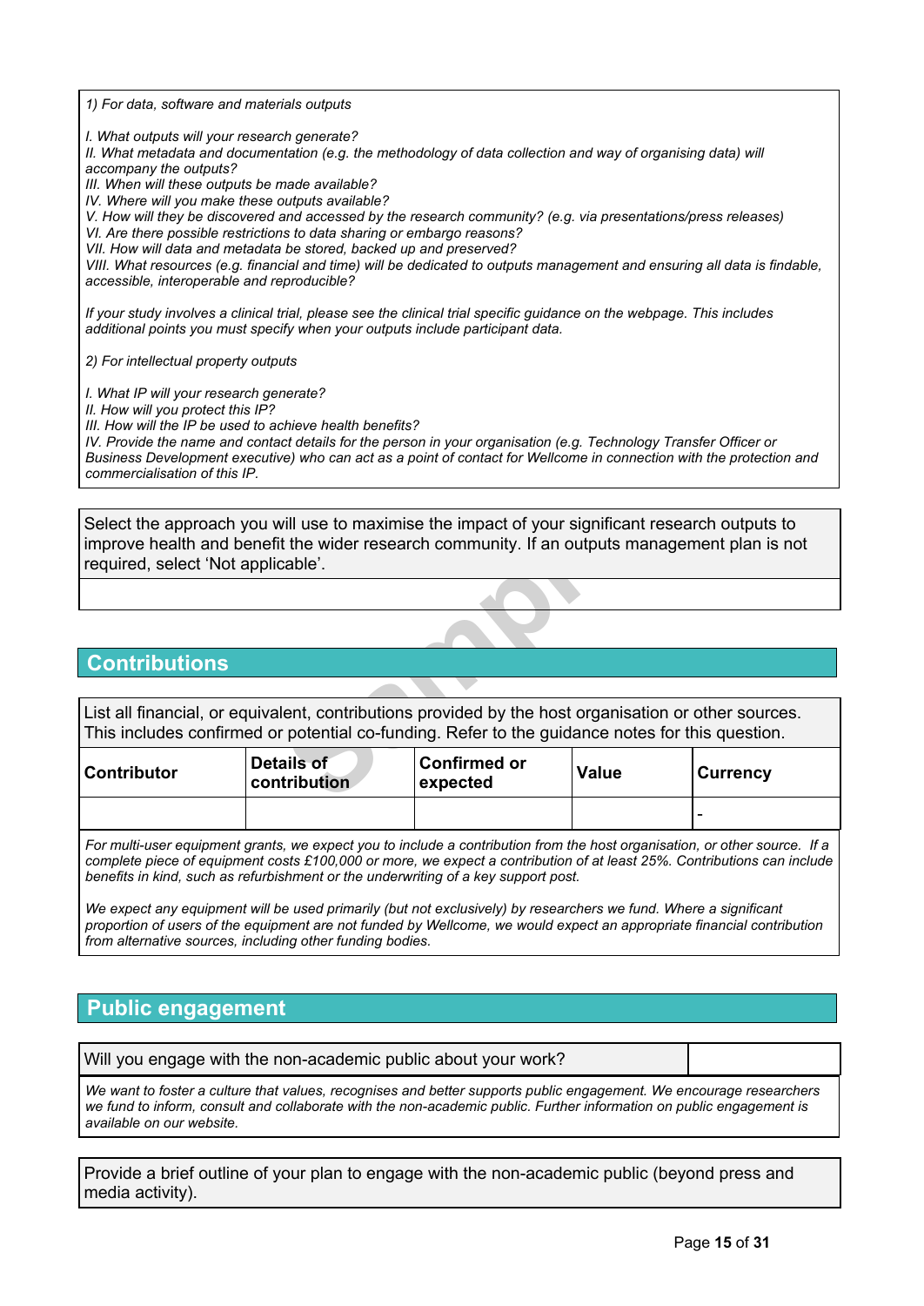*1) For data, software and materials outputs*

*I. What outputs will your research generate?*
*II. What metadata and documentation (e.g. the methodology of data collection and way of organising data) will accompany the outputs?*
*III. When will these outputs be made available?*
*IV. Where will you make these outputs available?*
*V. How will they be discovered and accessed by the research community? (e.g. via presentations/press releases)*
*VI. Are there possible restrictions to data sharing or embargo reasons?*
*VII. How will data and metadata be stored, backed up and preserved?*
*VIII. What resources (e.g. financial and time) will be dedicated to outputs management and ensuring all data is findable, accessible, interoperable and reproducible?*

*If your study involves a clinical trial, please see the clinical trial specific guidance on the webpage. This includes additional points you must specify when your outputs include participant data.*

*2) For intellectual property outputs*

*I. What IP will your research generate?*
*II. How will you protect this IP?*
*III. How will the IP be used to achieve health benefits?*
*IV. Provide the name and contact details for the person in your organisation (e.g. Technology Transfer Officer or Business Development executive) who can act as a point of contact for Wellcome in connection with the protection and commercialisation of this IP.*

Select the approach you will use to maximise the impact of your significant research outputs to improve health and benefit the wider research community. If an outputs management plan is not required, select 'Not applicable'.

## Contributions

List all financial, or equivalent, contributions provided by the host organisation or other sources. This includes confirmed or potential co-funding. Refer to the guidance notes for this question.

| Contributor | Details of contribution | Confirmed or expected | Value | Currency |
|---|---|---|---|---|
| | | | | - |

*For multi-user equipment grants, we expect you to include a contribution from the host organisation, or other source. If a complete piece of equipment costs £100,000 or more, we expect a contribution of at least 25%. Contributions can include benefits in kind, such as refurbishment or the underwriting of a key support post.*

*We expect any equipment will be used primarily (but not exclusively) by researchers we fund. Where a significant proportion of users of the equipment are not funded by Wellcome, we would expect an appropriate financial contribution from alternative sources, including other funding bodies.*

## Public engagement

Will you engage with the non-academic public about your work?

*We want to foster a culture that values, recognises and better supports public engagement. We encourage researchers we fund to inform, consult and collaborate with the non-academic public. Further information on public engagement is available on our website.*

Provide a brief outline of your plan to engage with the non-academic public (beyond press and media activity).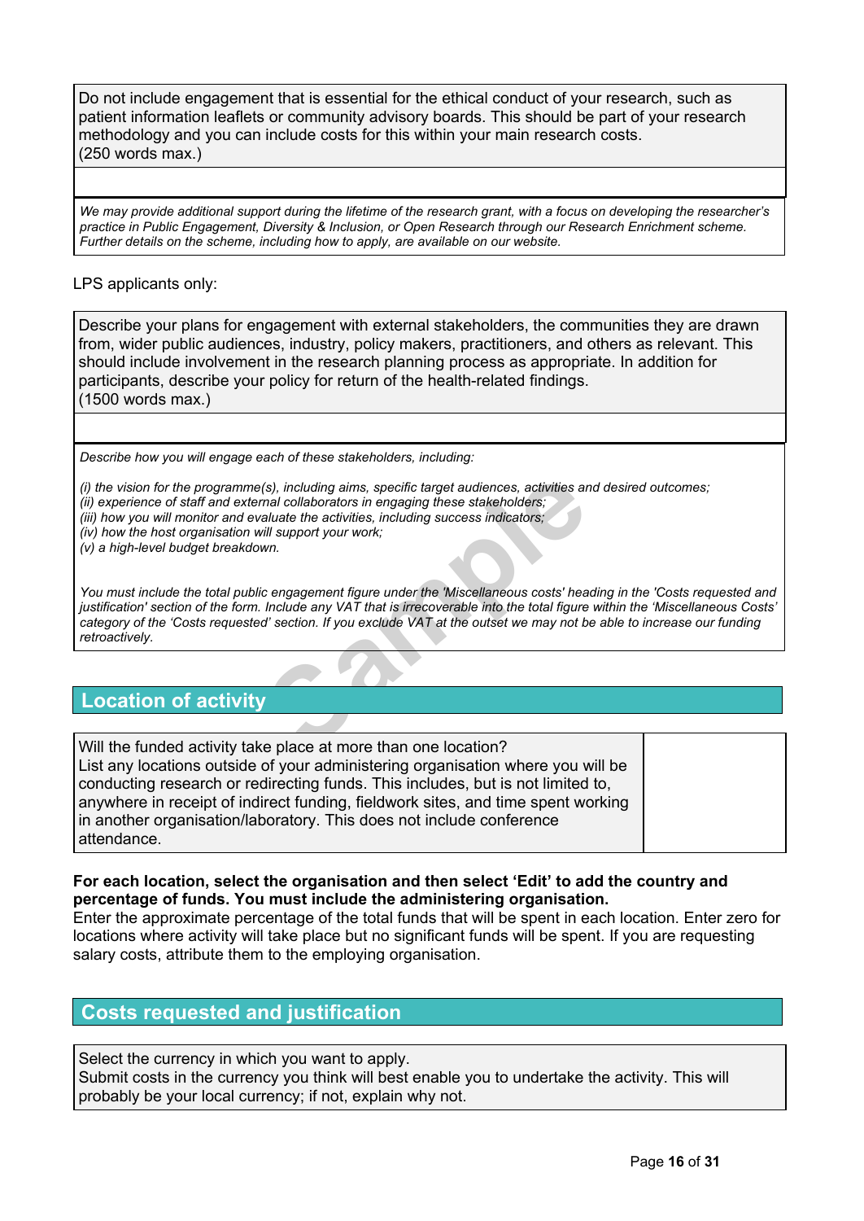Do not include engagement that is essential for the ethical conduct of your research, such as patient information leaflets or community advisory boards. This should be part of your research methodology and you can include costs for this within your main research costs.
(250 words max.)

*We may provide additional support during the lifetime of the research grant, with a focus on developing the researcher's practice in Public Engagement, Diversity & Inclusion, or Open Research through our Research Enrichment scheme. Further details on the scheme, including how to apply, are available on our website.*

LPS applicants only:

Describe your plans for engagement with external stakeholders, the communities they are drawn from, wider public audiences, industry, policy makers, practitioners, and others as relevant. This should include involvement in the research planning process as appropriate. In addition for participants, describe your policy for return of the health-related findings.
(1500 words max.)

*Describe how you will engage each of these stakeholders, including:*

*(i) the vision for the programme(s), including aims, specific target audiences, activities and desired outcomes;*
*(ii) experience of staff and external collaborators in engaging these stakeholders;*
*(iii) how you will monitor and evaluate the activities, including success indicators;*
*(iv) how the host organisation will support your work;*
*(v) a high-level budget breakdown.*

*You must include the total public engagement figure under the 'Miscellaneous costs' heading in the 'Costs requested and justification' section of the form. Include any VAT that is irrecoverable into the total figure within the 'Miscellaneous Costs' category of the 'Costs requested' section. If you exclude VAT at the outset we may not be able to increase our funding retroactively.*

## Location of activity

| Will the funded activity take place at more than one location? List any locations outside of your administering organisation where you will be conducting research or redirecting funds. This includes, but is not limited to, anywhere in receipt of indirect funding, fieldwork sites, and time spent working in another organisation/laboratory. This does not include conference attendance. | |
|---|---|

**For each location, select the organisation and then select 'Edit' to add the country and percentage of funds. You must include the administering organisation.**
Enter the approximate percentage of the total funds that will be spent in each location. Enter zero for locations where activity will take place but no significant funds will be spent. If you are requesting salary costs, attribute them to the employing organisation.

## Costs requested and justification

Select the currency in which you want to apply.
Submit costs in the currency you think will best enable you to undertake the activity. This will probably be your local currency; if not, explain why not.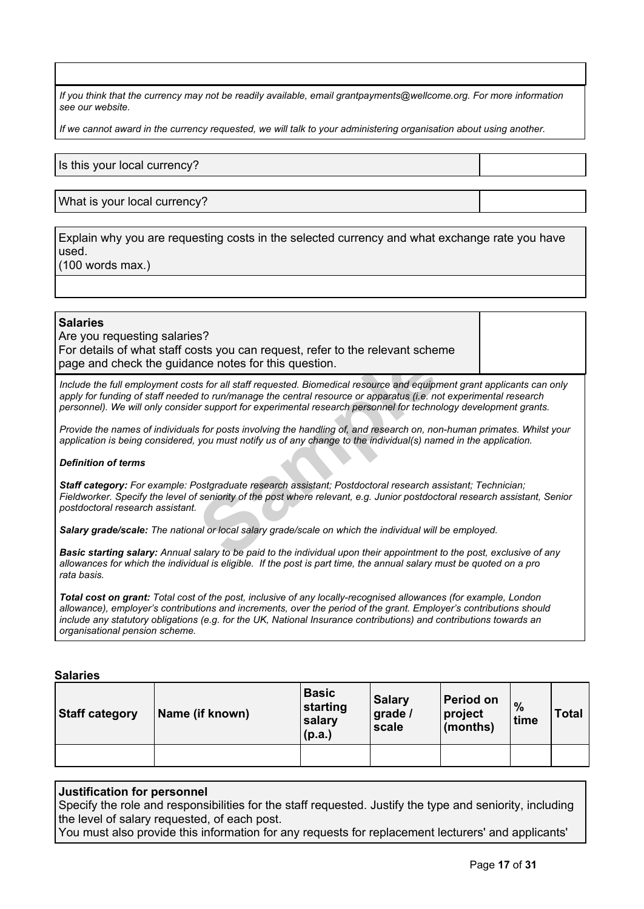*If you think that the currency may not be readily available, email grantpayments@wellcome.org. For more information see our website.*

*If we cannot award in the currency requested, we will talk to your administering organisation about using another.*

| Is this your local currency? | |
|---|---|

| What is your local currency? | |
|---|---|

Explain why you are requesting costs in the selected currency and what exchange rate you have used.
(100 words max.)

**Salaries**
Are you requesting salaries?
For details of what staff costs you can request, refer to the relevant scheme page and check the guidance notes for this question.

*Include the full employment costs for all staff requested. Biomedical resource and equipment grant applicants can only apply for funding of staff needed to run/manage the central resource or apparatus (i.e. not experimental research personnel). We will only consider support for experimental research personnel for technology development grants.*

*Provide the names of individuals for posts involving the handling of, and research on, non-human primates. Whilst your application is being considered, you must notify us of any change to the individual(s) named in the application.*

***Definition of terms***

***Staff category:*** *For example: Postgraduate research assistant; Postdoctoral research assistant; Technician; Fieldworker. Specify the level of seniority of the post where relevant, e.g. Junior postdoctoral research assistant, Senior postdoctoral research assistant.*

***Salary grade/scale:*** *The national or local salary grade/scale on which the individual will be employed.*

***Basic starting salary:*** *Annual salary to be paid to the individual upon their appointment to the post, exclusive of any allowances for which the individual is eligible. If the post is part time, the annual salary must be quoted on a pro rata basis.*

***Total cost on grant:*** *Total cost of the post, inclusive of any locally-recognised allowances (for example, London allowance), employer's contributions and increments, over the period of the grant. Employer's contributions should include any statutory obligations (e.g. for the UK, National Insurance contributions) and contributions towards an organisational pension scheme.*

**Salaries**

| Staff category | Name (if known) | Basic starting salary (p.a.) | Salary grade / scale | Period on project (months) | % time | Total |
|---|---|---|---|---|---|---|
| | | | | | | |

**Justification for personnel**
Specify the role and responsibilities for the staff requested. Justify the type and seniority, including the level of salary requested, of each post.
You must also provide this information for any requests for replacement lecturers' and applicants'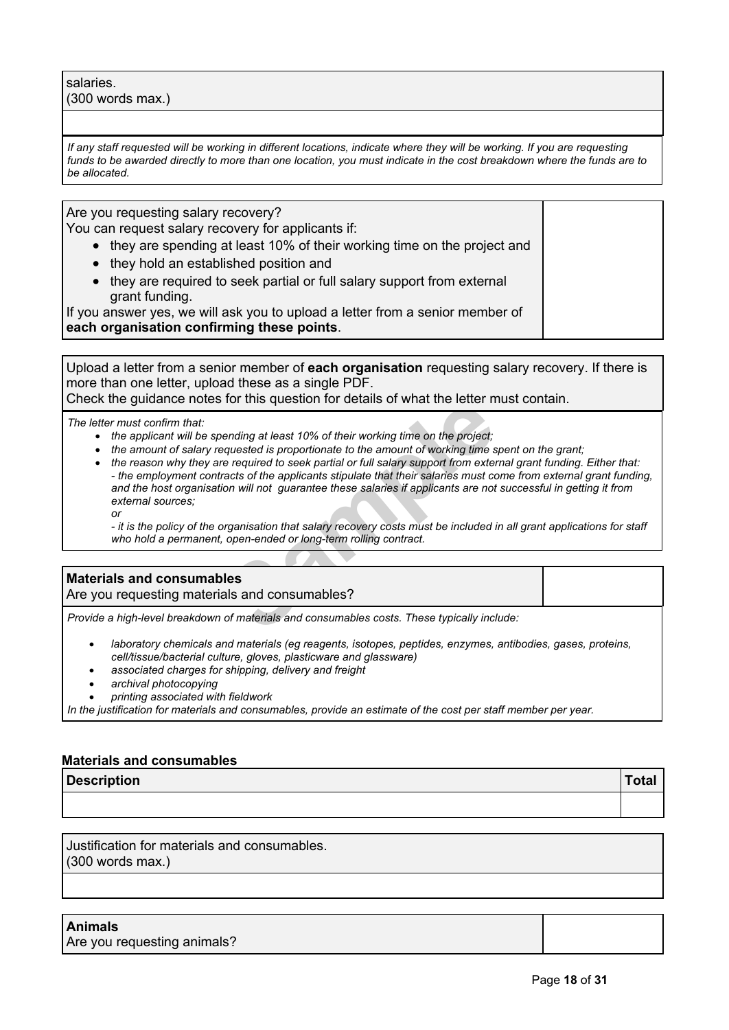| salaries.<br>(300 words max.) |
|---|
| |

*If any staff requested will be working in different locations, indicate where they will be working. If you are requesting funds to be awarded directly to more than one location, you must indicate in the cost breakdown where the funds are to be allocated.*

| Are you requesting salary recovery?<br>You can request salary recovery for applicants if:<br>• they are spending at least 10% of their working time on the project and<br>• they hold an established position and<br>• they are required to seek partial or full salary support from external grant funding.<br>If you answer yes, we will ask you to upload a letter from a senior member of **each organisation confirming these points**. | |
|---|---|

Upload a letter from a senior member of **each organisation** requesting salary recovery. If there is more than one letter, upload these as a single PDF.
Check the guidance notes for this question for details of what the letter must contain.

*The letter must confirm that:*

- *the applicant will be spending at least 10% of their working time on the project;*
- *the amount of salary requested is proportionate to the amount of working time spent on the grant;*
- *the reason why they are required to seek partial or full salary support from external grant funding. Either that:*
  *- the employment contracts of the applicants stipulate that their salaries must come from external grant funding, and the host organisation will not guarantee these salaries if applicants are not successful in getting it from external sources;*
  *or*
  *- it is the policy of the organisation that salary recovery costs must be included in all grant applications for staff who hold a permanent, open-ended or long-term rolling contract.*

| **Materials and consumables**<br>Are you requesting materials and consumables? | |
|---|---|

*Provide a high-level breakdown of materials and consumables costs. These typically include:*

- *laboratory chemicals and materials (eg reagents, isotopes, peptides, enzymes, antibodies, gases, proteins, cell/tissue/bacterial culture, gloves, plasticware and glassware)*
- *associated charges for shipping, delivery and freight*
- *archival photocopying*
- *printing associated with fieldwork*

*In the justification for materials and consumables, provide an estimate of the cost per staff member per year.*

**Materials and consumables**

| Description | Total |
|---|---|
| | |

| Justification for materials and consumables.<br>(300 words max.) |
|---|
| |

| **Animals**<br>Are you requesting animals? | |
|---|---|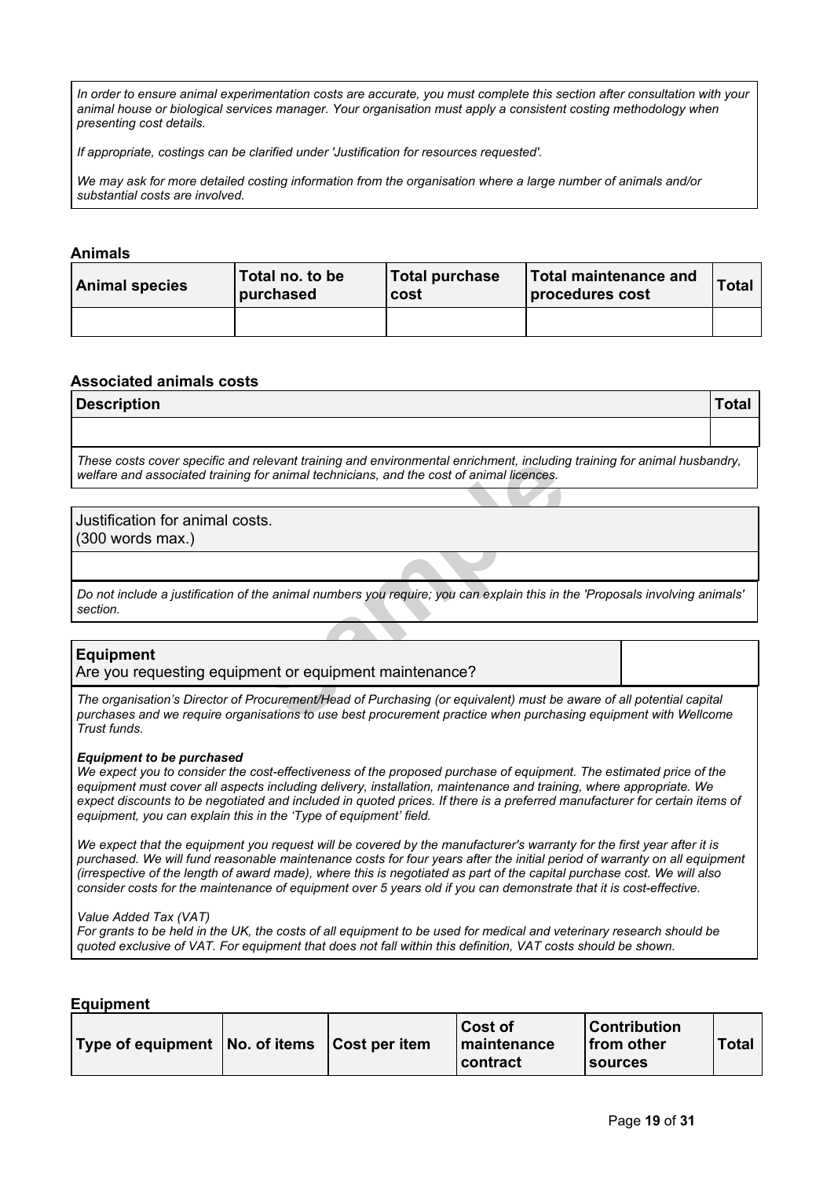*In order to ensure animal experimentation costs are accurate, you must complete this section after consultation with your animal house or biological services manager. Your organisation must apply a consistent costing methodology when presenting cost details.*

*If appropriate, costings can be clarified under 'Justification for resources requested'.*

*We may ask for more detailed costing information from the organisation where a large number of animals and/or substantial costs are involved.*

### Animals

| Animal species | Total no. to be purchased | Total purchase cost | Total maintenance and procedures cost | Total |
|---|---|---|---|---|
| | | | | |

### Associated animals costs

| Description | Total |
|---|---|
| | |

*These costs cover specific and relevant training and environmental enrichment, including training for animal husbandry, welfare and associated training for animal technicians, and the cost of animal licences.*

Justification for animal costs.
(300 words max.)

*Do not include a justification of the animal numbers you require; you can explain this in the 'Proposals involving animals' section.*

**Equipment**
Are you requesting equipment or equipment maintenance?

*The organisation's Director of Procurement/Head of Purchasing (or equivalent) must be aware of all potential capital purchases and we require organisations to use best procurement practice when purchasing equipment with Wellcome Trust funds.*

***Equipment to be purchased***
*We expect you to consider the cost-effectiveness of the proposed purchase of equipment. The estimated price of the equipment must cover all aspects including delivery, installation, maintenance and training, where appropriate. We expect discounts to be negotiated and included in quoted prices. If there is a preferred manufacturer for certain items of equipment, you can explain this in the 'Type of equipment' field.*

*We expect that the equipment you request will be covered by the manufacturer's warranty for the first year after it is purchased. We will fund reasonable maintenance costs for four years after the initial period of warranty on all equipment (irrespective of the length of award made), where this is negotiated as part of the capital purchase cost. We will also consider costs for the maintenance of equipment over 5 years old if you can demonstrate that it is cost-effective.*

*Value Added Tax (VAT)*
*For grants to be held in the UK, the costs of all equipment to be used for medical and veterinary research should be quoted exclusive of VAT. For equipment that does not fall within this definition, VAT costs should be shown.*

### Equipment

| Type of equipment | No. of items | Cost per item | Cost of maintenance contract | Contribution from other sources | Total |
|---|---|---|---|---|---|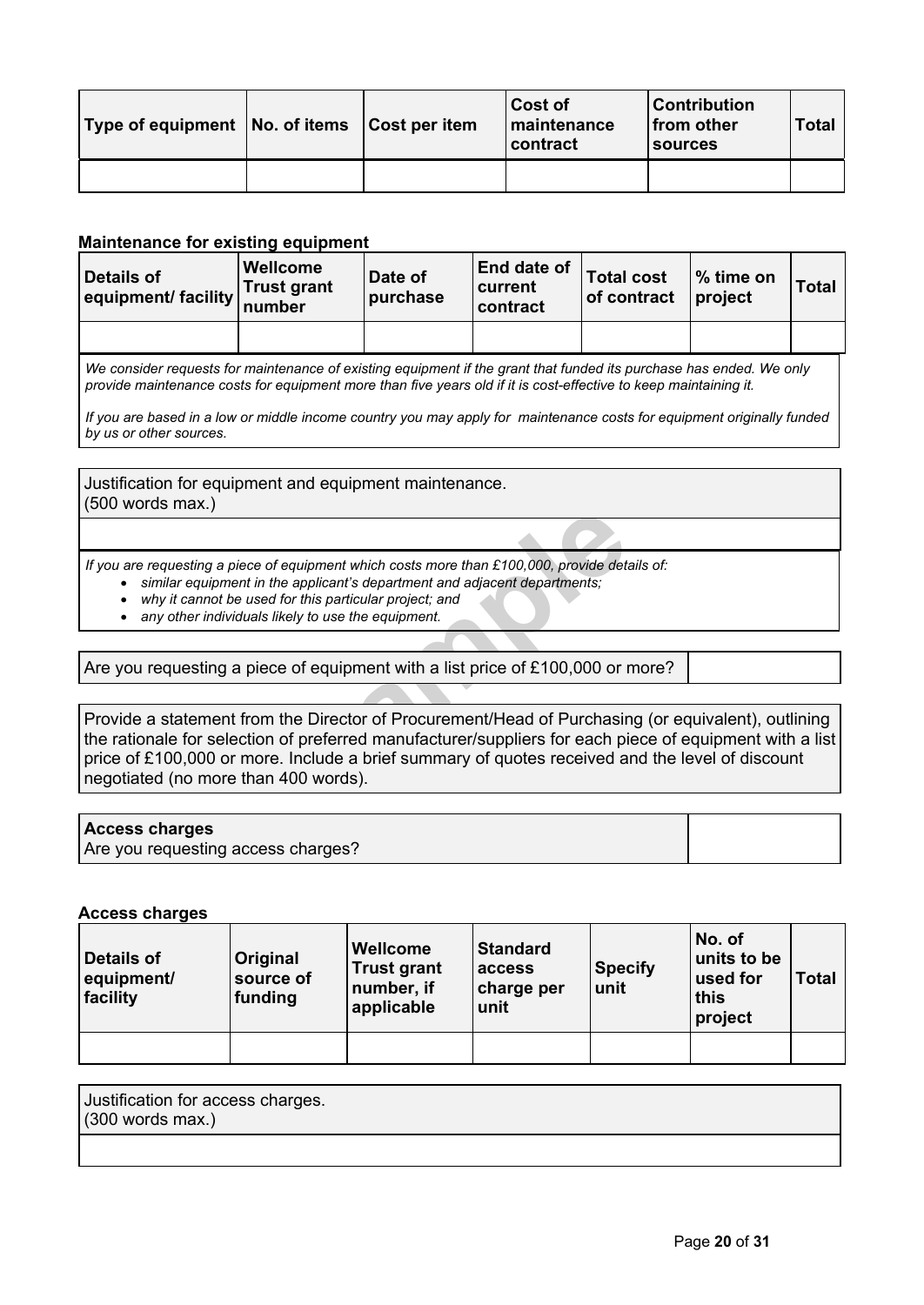| Type of equipment | No. of items | Cost per item | Cost of maintenance contract | Contribution from other sources | Total |
|---|---|---|---|---|---|
| | | | | | |

**Maintenance for existing equipment**

| Details of equipment/ facility | Wellcome Trust grant number | Date of purchase | End date of current contract | Total cost of contract | % time on project | Total |
|---|---|---|---|---|---|---|
| | | | | | | |

*We consider requests for maintenance of existing equipment if the grant that funded its purchase has ended. We only provide maintenance costs for equipment more than five years old if it is cost-effective to keep maintaining it.*

*If you are based in a low or middle income country you may apply for maintenance costs for equipment originally funded by us or other sources.*

Justification for equipment and equipment maintenance.
(500 words max.)

*If you are requesting a piece of equipment which costs more than £100,000, provide details of:*

- *similar equipment in the applicant's department and adjacent departments;*
- *why it cannot be used for this particular project; and*
- *any other individuals likely to use the equipment.*

Are you requesting a piece of equipment with a list price of £100,000 or more?

Provide a statement from the Director of Procurement/Head of Purchasing (or equivalent), outlining the rationale for selection of preferred manufacturer/suppliers for each piece of equipment with a list price of £100,000 or more. Include a brief summary of quotes received and the level of discount negotiated (no more than 400 words).

**Access charges**
Are you requesting access charges?

**Access charges**

| Details of equipment/ facility | Original source of funding | Wellcome Trust grant number, if applicable | Standard access charge per unit | Specify unit | No. of units to be used for this project | Total |
|---|---|---|---|---|---|---|
| | | | | | | |

Justification for access charges.
(300 words max.)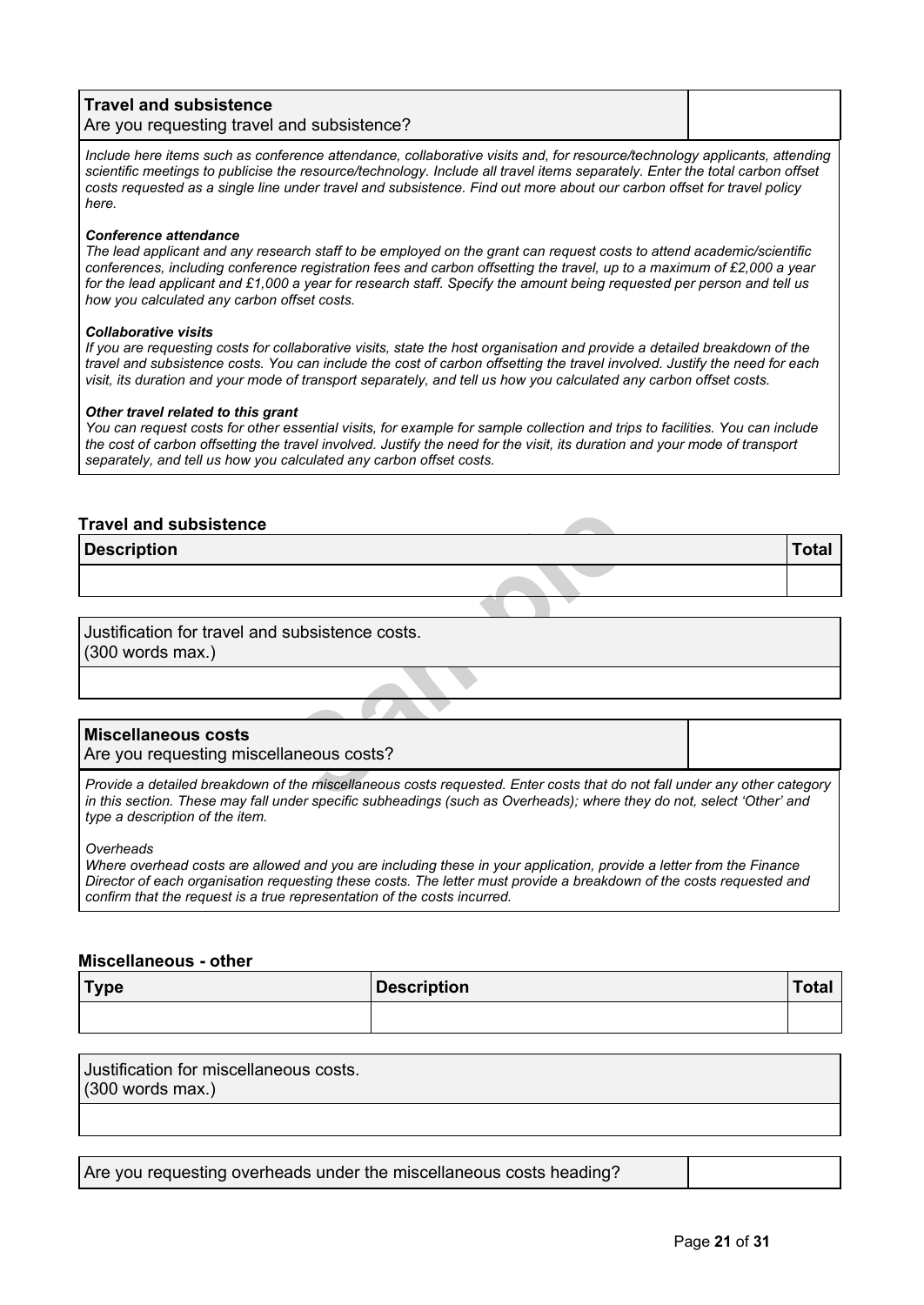| Travel and subsistence<br>Are you requesting travel and subsistence? | |
|---|---|

*Include here items such as conference attendance, collaborative visits and, for resource/technology applicants, attending scientific meetings to publicise the resource/technology. Include all travel items separately. Enter the total carbon offset costs requested as a single line under travel and subsistence. Find out more about our carbon offset for travel policy here.*

***Conference attendance***
*The lead applicant and any research staff to be employed on the grant can request costs to attend academic/scientific conferences, including conference registration fees and carbon offsetting the travel, up to a maximum of £2,000 a year for the lead applicant and £1,000 a year for research staff. Specify the amount being requested per person and tell us how you calculated any carbon offset costs.*

***Collaborative visits***
*If you are requesting costs for collaborative visits, state the host organisation and provide a detailed breakdown of the travel and subsistence costs. You can include the cost of carbon offsetting the travel involved. Justify the need for each visit, its duration and your mode of transport separately, and tell us how you calculated any carbon offset costs.*

***Other travel related to this grant***
*You can request costs for other essential visits, for example for sample collection and trips to facilities. You can include the cost of carbon offsetting the travel involved. Justify the need for the visit, its duration and your mode of transport separately, and tell us how you calculated any carbon offset costs.*

**Travel and subsistence**

| Description | Total |
|---|---|
| | |

| Justification for travel and subsistence costs.<br>(300 words max.) |
|---|
| |

| Miscellaneous costs<br>Are you requesting miscellaneous costs? | |
|---|---|

*Provide a detailed breakdown of the miscellaneous costs requested. Enter costs that do not fall under any other category in this section. These may fall under specific subheadings (such as Overheads); where they do not, select 'Other' and type a description of the item.*

*Overheads*
*Where overhead costs are allowed and you are including these in your application, provide a letter from the Finance Director of each organisation requesting these costs. The letter must provide a breakdown of the costs requested and confirm that the request is a true representation of the costs incurred.*

**Miscellaneous - other**

| Type | Description | Total |
|---|---|---|
| | | |

| Justification for miscellaneous costs.<br>(300 words max.) |
|---|
| |

| Are you requesting overheads under the miscellaneous costs heading? | |
|---|---|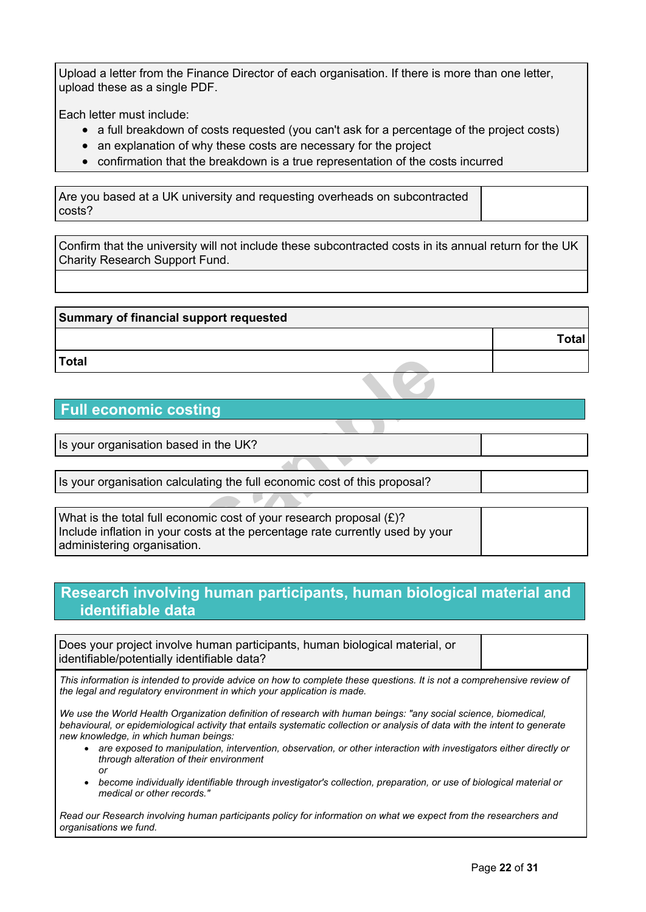| Upload a letter from the Finance Director of each organisation. If there is more than one letter, upload these as a single PDF.<br><br>Each letter must include:<br>• a full breakdown of costs requested (you can't ask for a percentage of the project costs)<br>• an explanation of why these costs are necessary for the project<br>• confirmation that the breakdown is a true representation of the costs incurred |
|---|

| Are you based at a UK university and requesting overheads on subcontracted costs? | |
|---|---|

| Confirm that the university will not include these subcontracted costs in its annual return for the UK Charity Research Support Fund. |
|---|
| |

| Summary of financial support requested | |
|---|---|
| | **Total** |
| **Total** | |

## Full economic costing

| Is your organisation based in the UK? | |
|---|---|

| Is your organisation calculating the full economic cost of this proposal? | |
|---|---|

| What is the total full economic cost of your research proposal (£)?<br>Include inflation in your costs at the percentage rate currently used by your administering organisation. | |
|---|---|

## Research involving human participants, human biological material and identifiable data

| Does your project involve human participants, human biological material, or identifiable/potentially identifiable data? | |
|---|---|

*This information is intended to provide advice on how to complete these questions. It is not a comprehensive review of the legal and regulatory environment in which your application is made.*

*We use the World Health Organization definition of research with human beings: "any social science, biomedical, behavioural, or epidemiological activity that entails systematic collection or analysis of data with the intent to generate new knowledge, in which human beings:*

- *are exposed to manipulation, intervention, observation, or other interaction with investigators either directly or through alteration of their environment*
  *or*
- *become individually identifiable through investigator's collection, preparation, or use of biological material or medical or other records."*

*Read our Research involving human participants policy for information on what we expect from the researchers and organisations we fund.*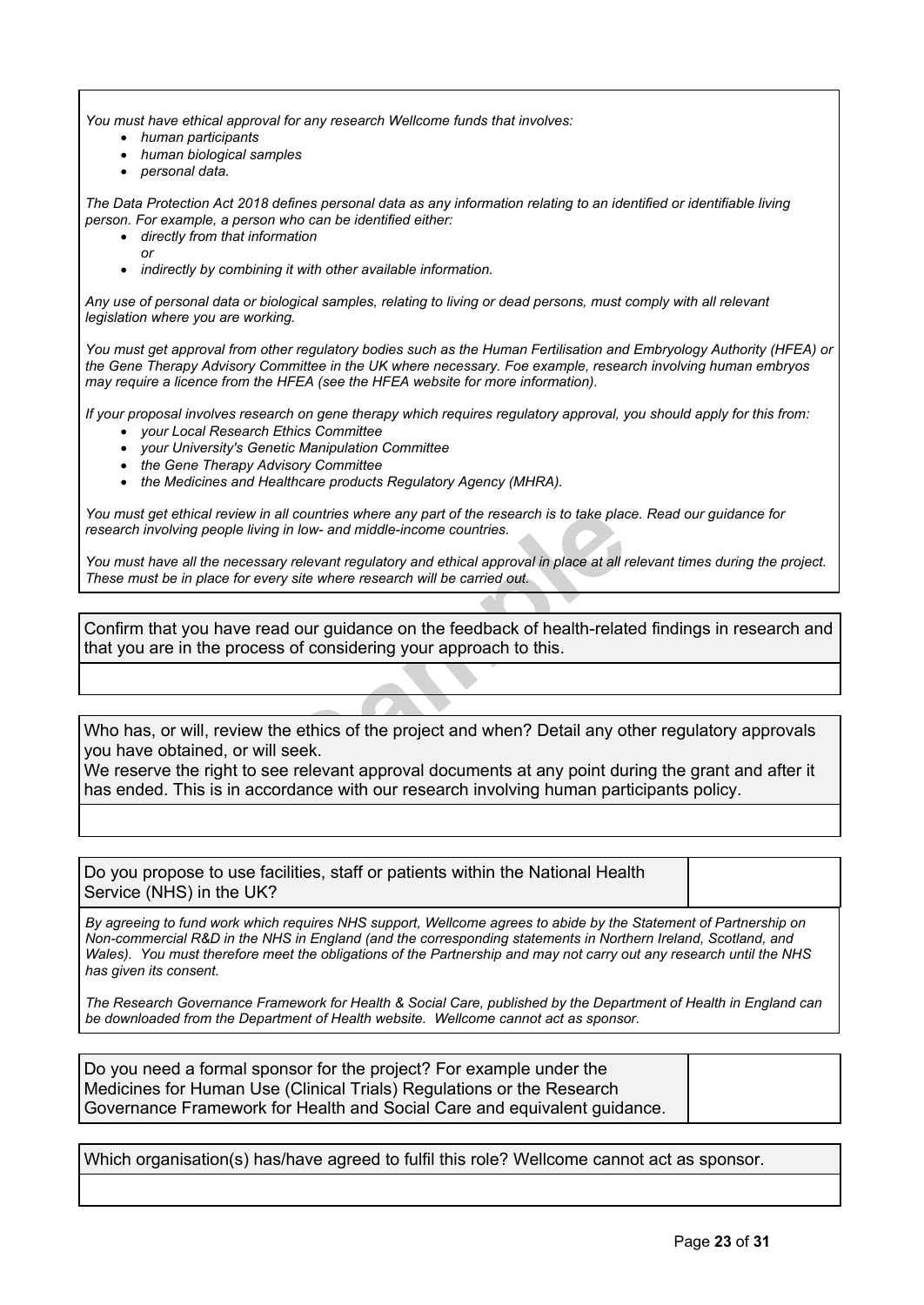*You must have ethical approval for any research Wellcome funds that involves:*

- *human participants*
- *human biological samples*
- *personal data.*

*The Data Protection Act 2018 defines personal data as any information relating to an identified or identifiable living person. For example, a person who can be identified either:*

- *directly from that information*
  *or*
- *indirectly by combining it with other available information.*

*Any use of personal data or biological samples, relating to living or dead persons, must comply with all relevant legislation where you are working.*

*You must get approval from other regulatory bodies such as the Human Fertilisation and Embryology Authority (HFEA) or the Gene Therapy Advisory Committee in the UK where necessary. Foe example, research involving human embryos may require a licence from the HFEA (see the HFEA website for more information).*

*If your proposal involves research on gene therapy which requires regulatory approval, you should apply for this from:*

- *your Local Research Ethics Committee*
- *your University's Genetic Manipulation Committee*
- *the Gene Therapy Advisory Committee*
- *the Medicines and Healthcare products Regulatory Agency (MHRA).*

*You must get ethical review in all countries where any part of the research is to take place. Read our guidance for research involving people living in low- and middle-income countries.*

*You must have all the necessary relevant regulatory and ethical approval in place at all relevant times during the project. These must be in place for every site where research will be carried out.*

| Confirm that you have read our guidance on the feedback of health-related findings in research and that you are in the process of considering your approach to this. |
|---|
| |

| Who has, or will, review the ethics of the project and when? Detail any other regulatory approvals you have obtained, or will seek. We reserve the right to see relevant approval documents at any point during the grant and after it has ended. This is in accordance with our research involving human participants policy. |
|---|
| |

| Do you propose to use facilities, staff or patients within the National Health Service (NHS) in the UK? | |
|---|---|

*By agreeing to fund work which requires NHS support, Wellcome agrees to abide by the Statement of Partnership on Non-commercial R&D in the NHS in England (and the corresponding statements in Northern Ireland, Scotland, and Wales). You must therefore meet the obligations of the Partnership and may not carry out any research until the NHS has given its consent.*

*The Research Governance Framework for Health & Social Care, published by the Department of Health in England can be downloaded from the Department of Health website. Wellcome cannot act as sponsor.*

| Do you need a formal sponsor for the project? For example under the Medicines for Human Use (Clinical Trials) Regulations or the Research Governance Framework for Health and Social Care and equivalent guidance. | |
|---|---|

| Which organisation(s) has/have agreed to fulfil this role? Wellcome cannot act as sponsor. |
|---|
| |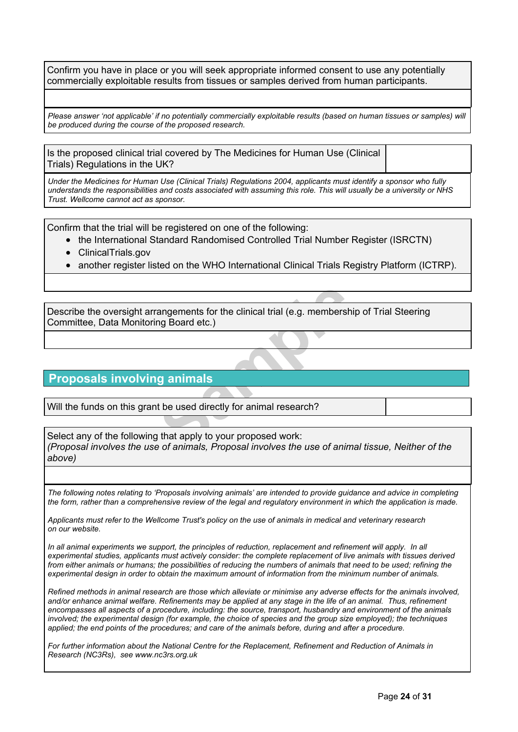Confirm you have in place or you will seek appropriate informed consent to use any potentially commercially exploitable results from tissues or samples derived from human participants.

*Please answer 'not applicable' if no potentially commercially exploitable results (based on human tissues or samples) will be produced during the course of the proposed research.*

| Is the proposed clinical trial covered by The Medicines for Human Use (Clinical Trials) Regulations in the UK? | |
|---|---|

*Under the Medicines for Human Use (Clinical Trials) Regulations 2004, applicants must identify a sponsor who fully understands the responsibilities and costs associated with assuming this role. This will usually be a university or NHS Trust. Wellcome cannot act as sponsor.*

Confirm that the trial will be registered on one of the following:

- the International Standard Randomised Controlled Trial Number Register (ISRCTN)
- ClinicalTrials.gov
- another register listed on the WHO International Clinical Trials Registry Platform (ICTRP).

Describe the oversight arrangements for the clinical trial (e.g. membership of Trial Steering Committee, Data Monitoring Board etc.)

## Proposals involving animals

| Will the funds on this grant be used directly for animal research? | |
|---|---|

Select any of the following that apply to your proposed work:
*(Proposal involves the use of animals, Proposal involves the use of animal tissue, Neither of the above)*

*The following notes relating to 'Proposals involving animals' are intended to provide guidance and advice in completing the form, rather than a comprehensive review of the legal and regulatory environment in which the application is made.*

*Applicants must refer to the Wellcome Trust's policy on the use of animals in medical and veterinary research on our website.*

*In all animal experiments we support, the principles of reduction, replacement and refinement will apply. In all experimental studies, applicants must actively consider: the complete replacement of live animals with tissues derived from either animals or humans; the possibilities of reducing the numbers of animals that need to be used; refining the experimental design in order to obtain the maximum amount of information from the minimum number of animals.*

*Refined methods in animal research are those which alleviate or minimise any adverse effects for the animals involved, and/or enhance animal welfare. Refinements may be applied at any stage in the life of an animal. Thus, refinement encompasses all aspects of a procedure, including: the source, transport, husbandry and environment of the animals involved; the experimental design (for example, the choice of species and the group size employed); the techniques applied; the end points of the procedures; and care of the animals before, during and after a procedure.*

*For further information about the National Centre for the Replacement, Refinement and Reduction of Animals in Research (NC3Rs), see www.nc3rs.org.uk*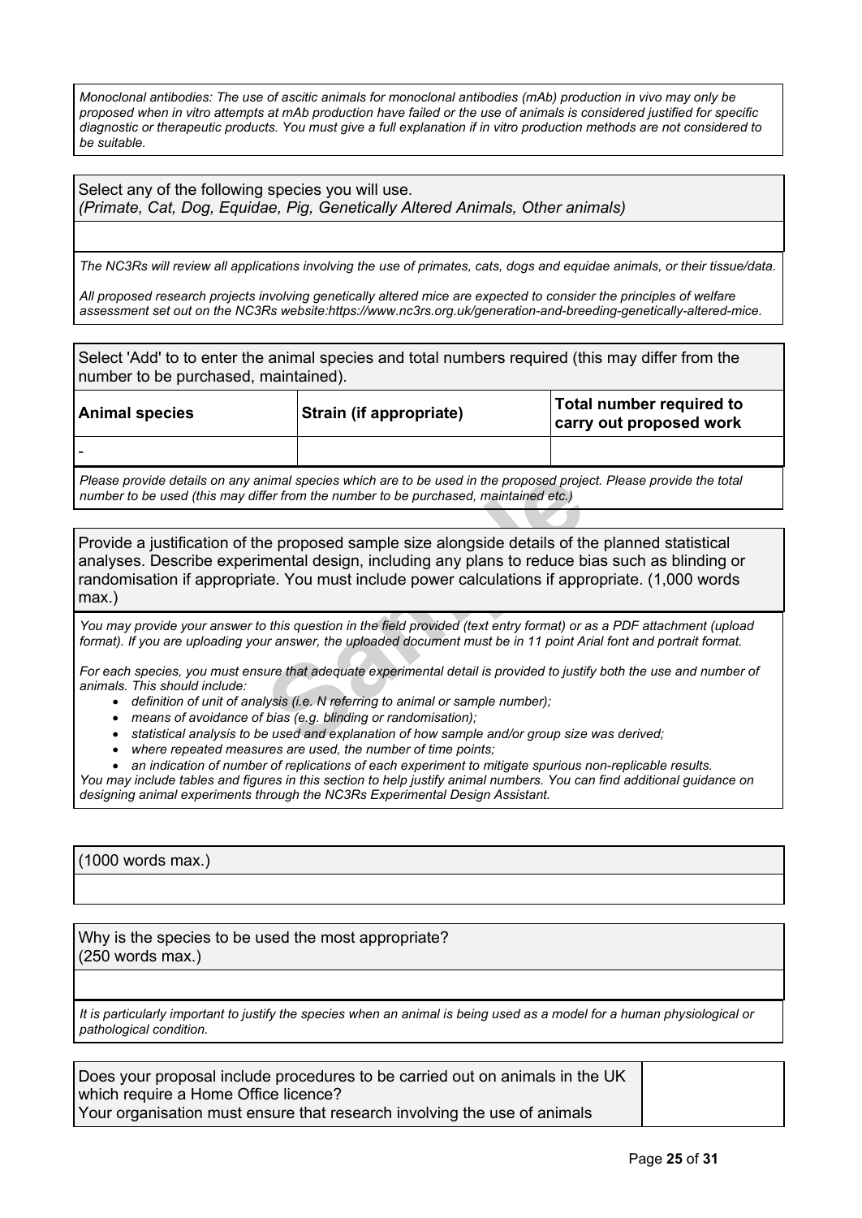*Monoclonal antibodies: The use of ascitic animals for monoclonal antibodies (mAb) production in vivo may only be proposed when in vitro attempts at mAb production have failed or the use of animals is considered justified for specific diagnostic or therapeutic products. You must give a full explanation if in vitro production methods are not considered to be suitable.*

Select any of the following species you will use.
*(Primate, Cat, Dog, Equidae, Pig, Genetically Altered Animals, Other animals)*

*The NC3Rs will review all applications involving the use of primates, cats, dogs and equidae animals, or their tissue/data.*

*All proposed research projects involving genetically altered mice are expected to consider the principles of welfare assessment set out on the NC3Rs website:https://www.nc3rs.org.uk/generation-and-breeding-genetically-altered-mice.*

Select 'Add' to to enter the animal species and total numbers required (this may differ from the number to be purchased, maintained).

| Animal species | Strain (if appropriate) | Total number required to carry out proposed work |
|---|---|---|
| - | | |

*Please provide details on any animal species which are to be used in the proposed project. Please provide the total number to be used (this may differ from the number to be purchased, maintained etc.)*

Provide a justification of the proposed sample size alongside details of the planned statistical analyses. Describe experimental design, including any plans to reduce bias such as blinding or randomisation if appropriate. You must include power calculations if appropriate. (1,000 words max.)

*You may provide your answer to this question in the field provided (text entry format) or as a PDF attachment (upload format). If you are uploading your answer, the uploaded document must be in 11 point Arial font and portrait format.*

*For each species, you must ensure that adequate experimental detail is provided to justify both the use and number of animals. This should include:*

- *definition of unit of analysis (i.e. N referring to animal or sample number);*
- *means of avoidance of bias (e.g. blinding or randomisation);*
- *statistical analysis to be used and explanation of how sample and/or group size was derived;*
- *where repeated measures are used, the number of time points;*
- *an indication of number of replications of each experiment to mitigate spurious non-replicable results.*

*You may include tables and figures in this section to help justify animal numbers. You can find additional guidance on designing animal experiments through the NC3Rs Experimental Design Assistant.*

(1000 words max.)

Why is the species to be used the most appropriate?
(250 words max.)

*It is particularly important to justify the species when an animal is being used as a model for a human physiological or pathological condition.*

Does your proposal include procedures to be carried out on animals in the UK which require a Home Office licence?
Your organisation must ensure that research involving the use of animals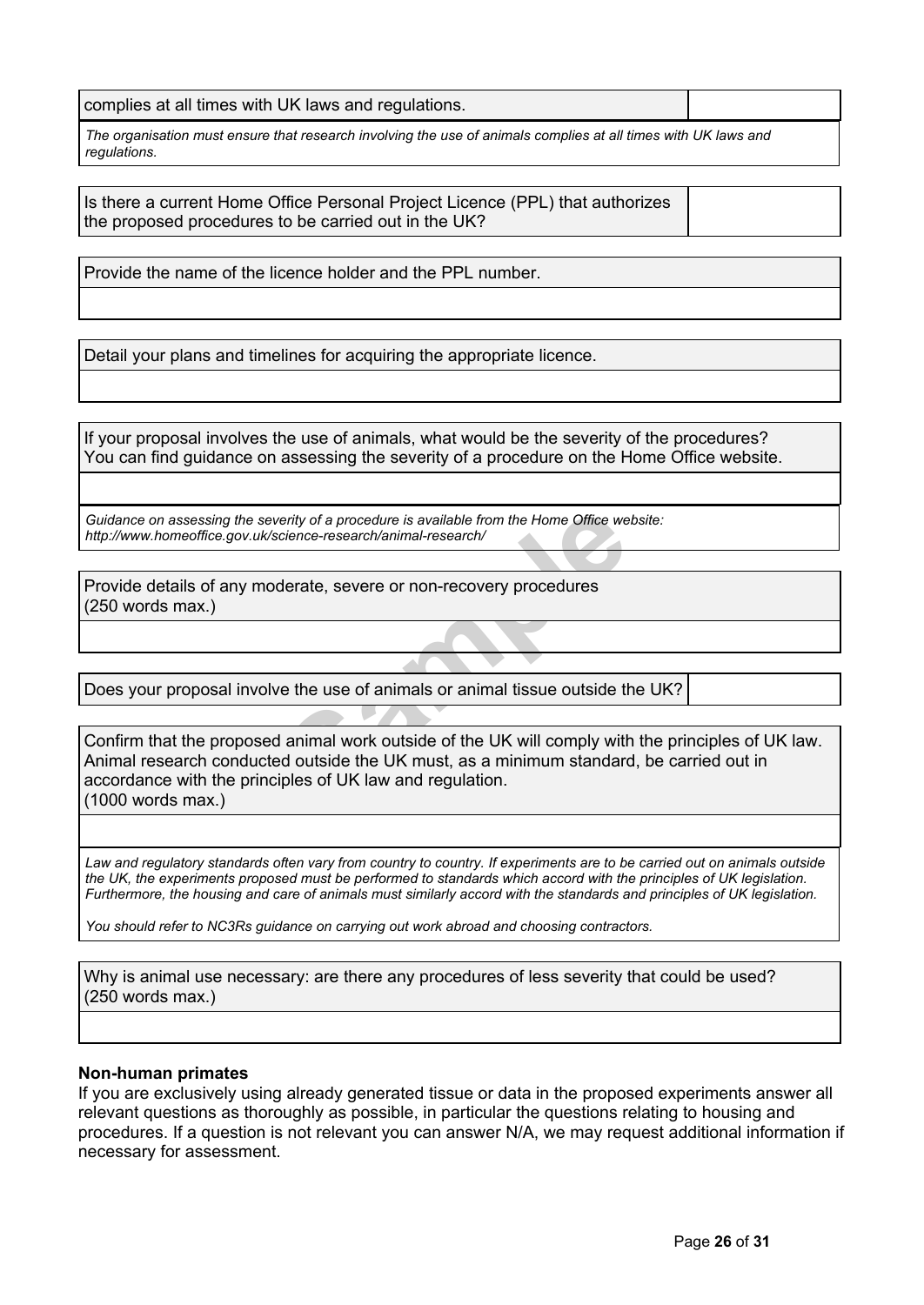| complies at all times with UK laws and regulations. | |
| --- | --- |

*The organisation must ensure that research involving the use of animals complies at all times with UK laws and regulations.*

| Is there a current Home Office Personal Project Licence (PPL) that authorizes the proposed procedures to be carried out in the UK? | |
| --- | --- |

| Provide the name of the licence holder and the PPL number. |
| --- |
| |

| Detail your plans and timelines for acquiring the appropriate licence. |
| --- |
| |

| If your proposal involves the use of animals, what would be the severity of the procedures? You can find guidance on assessing the severity of a procedure on the Home Office website. |
| --- |
| |

*Guidance on assessing the severity of a procedure is available from the Home Office website: http://www.homeoffice.gov.uk/science-research/animal-research/*

| Provide details of any moderate, severe or non-recovery procedures (250 words max.) |
| --- |
| |

| Does your proposal involve the use of animals or animal tissue outside the UK? | |
| --- | --- |

| Confirm that the proposed animal work outside of the UK will comply with the principles of UK law. Animal research conducted outside the UK must, as a minimum standard, be carried out in accordance with the principles of UK law and regulation. (1000 words max.) |
| --- |
| |

*Law and regulatory standards often vary from country to country. If experiments are to be carried out on animals outside the UK, the experiments proposed must be performed to standards which accord with the principles of UK legislation. Furthermore, the housing and care of animals must similarly accord with the standards and principles of UK legislation.*

*You should refer to NC3Rs guidance on carrying out work abroad and choosing contractors.*

| Why is animal use necessary: are there any procedures of less severity that could be used? (250 words max.) |
| --- |
| |

**Non-human primates**

If you are exclusively using already generated tissue or data in the proposed experiments answer all relevant questions as thoroughly as possible, in particular the questions relating to housing and procedures. If a question is not relevant you can answer N/A, we may request additional information if necessary for assessment.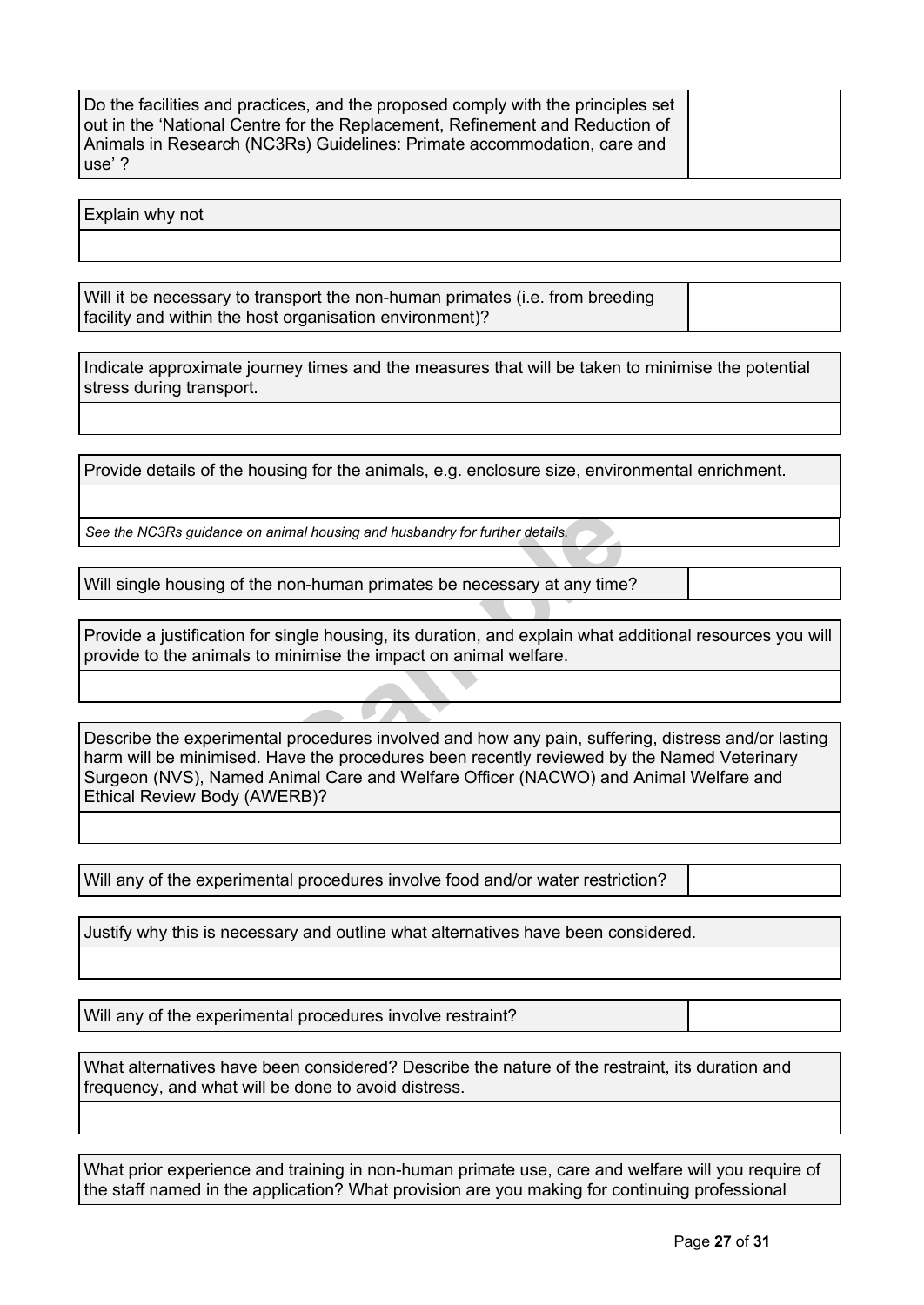| Do the facilities and practices, and the proposed comply with the principles set out in the 'National Centre for the Replacement, Refinement and Reduction of Animals in Research (NC3Rs) Guidelines: Primate accommodation, care and use' ? | |
|---|---|

| Explain why not |
|---|
| |

| Will it be necessary to transport the non-human primates (i.e. from breeding facility and within the host organisation environment)? | |
|---|---|

| Indicate approximate journey times and the measures that will be taken to minimise the potential stress during transport. |
|---|
| |

| Provide details of the housing for the animals, e.g. enclosure size, environmental enrichment. |
|---|
| |
| *See the NC3Rs guidance on animal housing and husbandry for further details.* |

| Will single housing of the non-human primates be necessary at any time? | |
|---|---|

| Provide a justification for single housing, its duration, and explain what additional resources you will provide to the animals to minimise the impact on animal welfare. |
|---|
| |

| Describe the experimental procedures involved and how any pain, suffering, distress and/or lasting harm will be minimised. Have the procedures been recently reviewed by the Named Veterinary Surgeon (NVS), Named Animal Care and Welfare Officer (NACWO) and Animal Welfare and Ethical Review Body (AWERB)? |
|---|
| |

| Will any of the experimental procedures involve food and/or water restriction? | |
|---|---|

| Justify why this is necessary and outline what alternatives have been considered. |
|---|
| |

| Will any of the experimental procedures involve restraint? | |
|---|---|

| What alternatives have been considered? Describe the nature of the restraint, its duration and frequency, and what will be done to avoid distress. |
|---|
| |

| What prior experience and training in non-human primate use, care and welfare will you require of the staff named in the application? What provision are you making for continuing professional |
|---|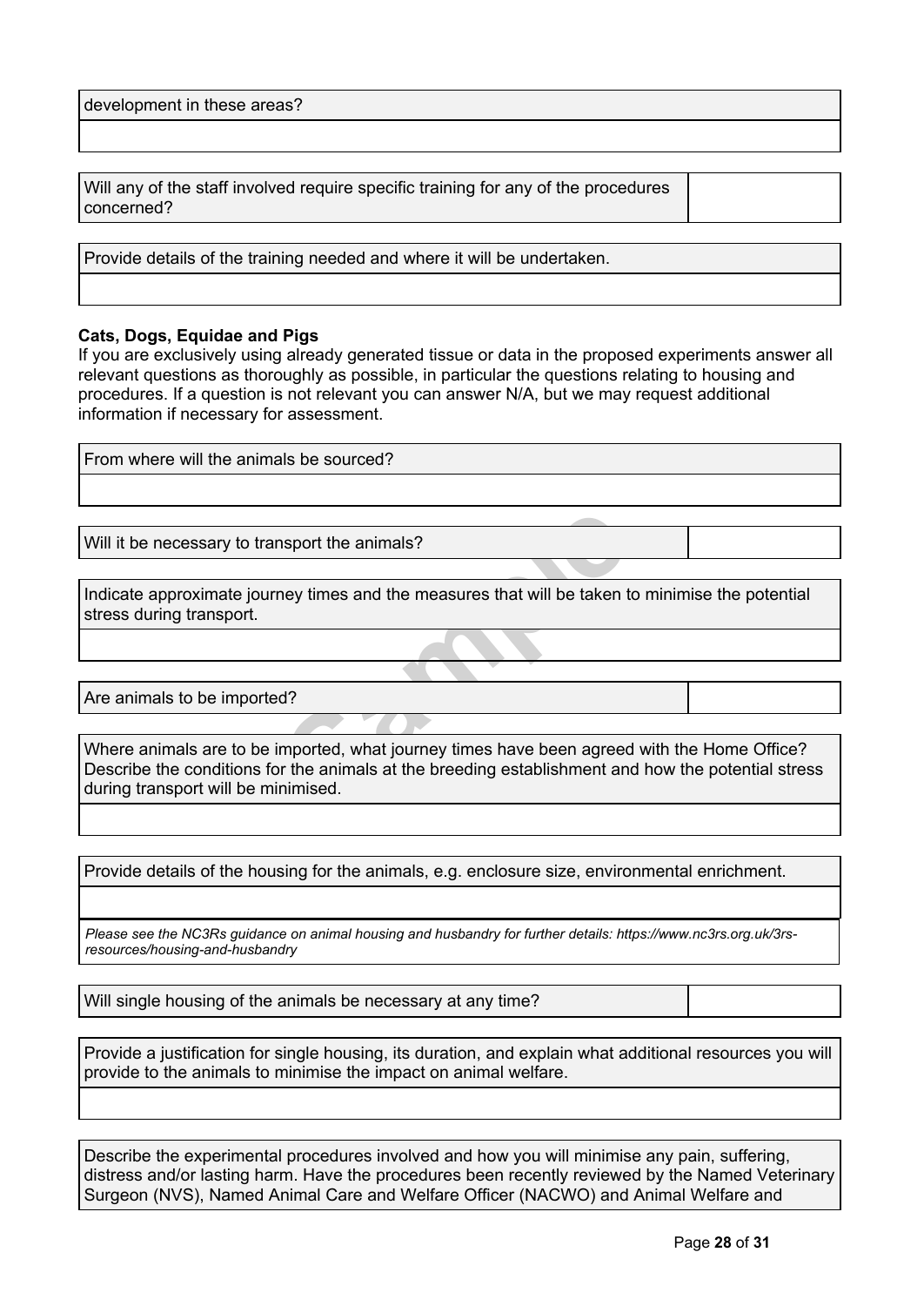development in these areas?

Will any of the staff involved require specific training for any of the procedures concerned?

Provide details of the training needed and where it will be undertaken.

**Cats, Dogs, Equidae and Pigs**

If you are exclusively using already generated tissue or data in the proposed experiments answer all relevant questions as thoroughly as possible, in particular the questions relating to housing and procedures. If a question is not relevant you can answer N/A, but we may request additional information if necessary for assessment.

From where will the animals be sourced?

Will it be necessary to transport the animals?

Indicate approximate journey times and the measures that will be taken to minimise the potential stress during transport.

Are animals to be imported?

Where animals are to be imported, what journey times have been agreed with the Home Office? Describe the conditions for the animals at the breeding establishment and how the potential stress during transport will be minimised.

Provide details of the housing for the animals, e.g. enclosure size, environmental enrichment.

*Please see the NC3Rs guidance on animal housing and husbandry for further details: https://www.nc3rs.org.uk/3rs-resources/housing-and-husbandry*

Will single housing of the animals be necessary at any time?

Provide a justification for single housing, its duration, and explain what additional resources you will provide to the animals to minimise the impact on animal welfare.

Describe the experimental procedures involved and how you will minimise any pain, suffering, distress and/or lasting harm. Have the procedures been recently reviewed by the Named Veterinary Surgeon (NVS), Named Animal Care and Welfare Officer (NACWO) and Animal Welfare and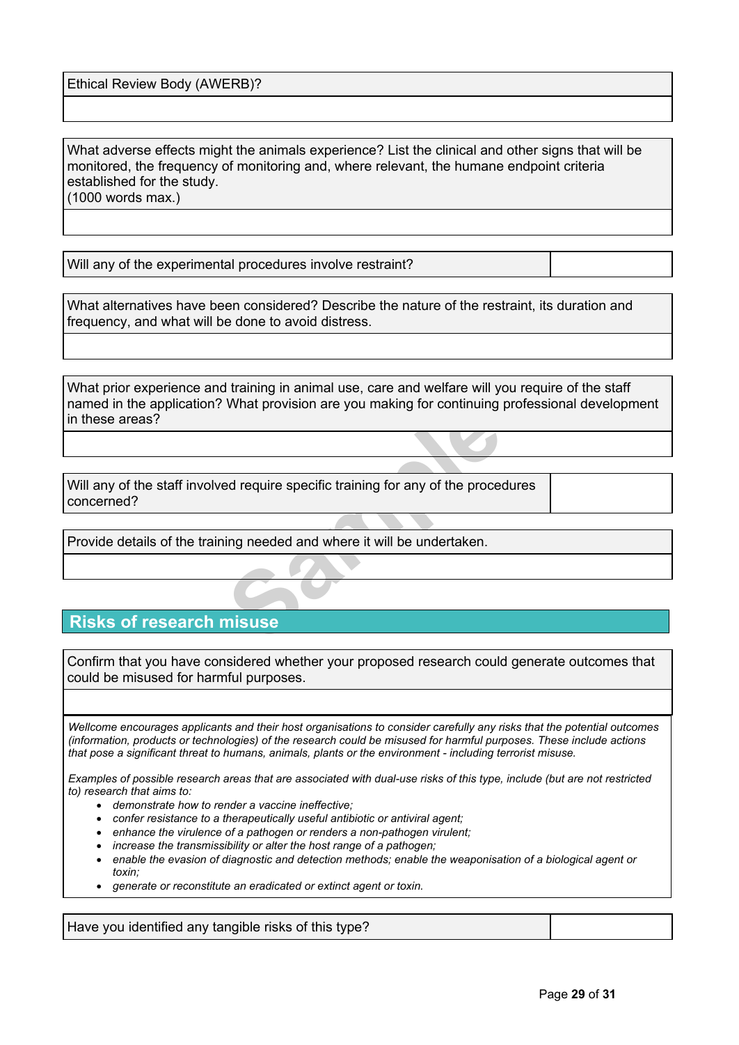| Ethical Review Body (AWERB)? |
| --- |
| |

| What adverse effects might the animals experience? List the clinical and other signs that will be monitored, the frequency of monitoring and, where relevant, the humane endpoint criteria established for the study. (1000 words max.) |
| --- |
| |

| Will any of the experimental procedures involve restraint? | |
| --- | --- |

| What alternatives have been considered? Describe the nature of the restraint, its duration and frequency, and what will be done to avoid distress. |
| --- |
| |

| What prior experience and training in animal use, care and welfare will you require of the staff named in the application? What provision are you making for continuing professional development in these areas? |
| --- |
| |

| Will any of the staff involved require specific training for any of the procedures concerned? | |
| --- | --- |

| Provide details of the training needed and where it will be undertaken. |
| --- |
| |

## Risks of research misuse

| Confirm that you have considered whether your proposed research could generate outcomes that could be misused for harmful purposes. |
| --- |
| |

*Wellcome encourages applicants and their host organisations to consider carefully any risks that the potential outcomes (information, products or technologies) of the research could be misused for harmful purposes. These include actions that pose a significant threat to humans, animals, plants or the environment - including terrorist misuse.*

*Examples of possible research areas that are associated with dual-use risks of this type, include (but are not restricted to) research that aims to:*

- *demonstrate how to render a vaccine ineffective;*
- *confer resistance to a therapeutically useful antibiotic or antiviral agent;*
- *enhance the virulence of a pathogen or renders a non-pathogen virulent;*
- *increase the transmissibility or alter the host range of a pathogen;*
- *enable the evasion of diagnostic and detection methods; enable the weaponisation of a biological agent or toxin;*
- *generate or reconstitute an eradicated or extinct agent or toxin.*

| Have you identified any tangible risks of this type? | |
| --- | --- |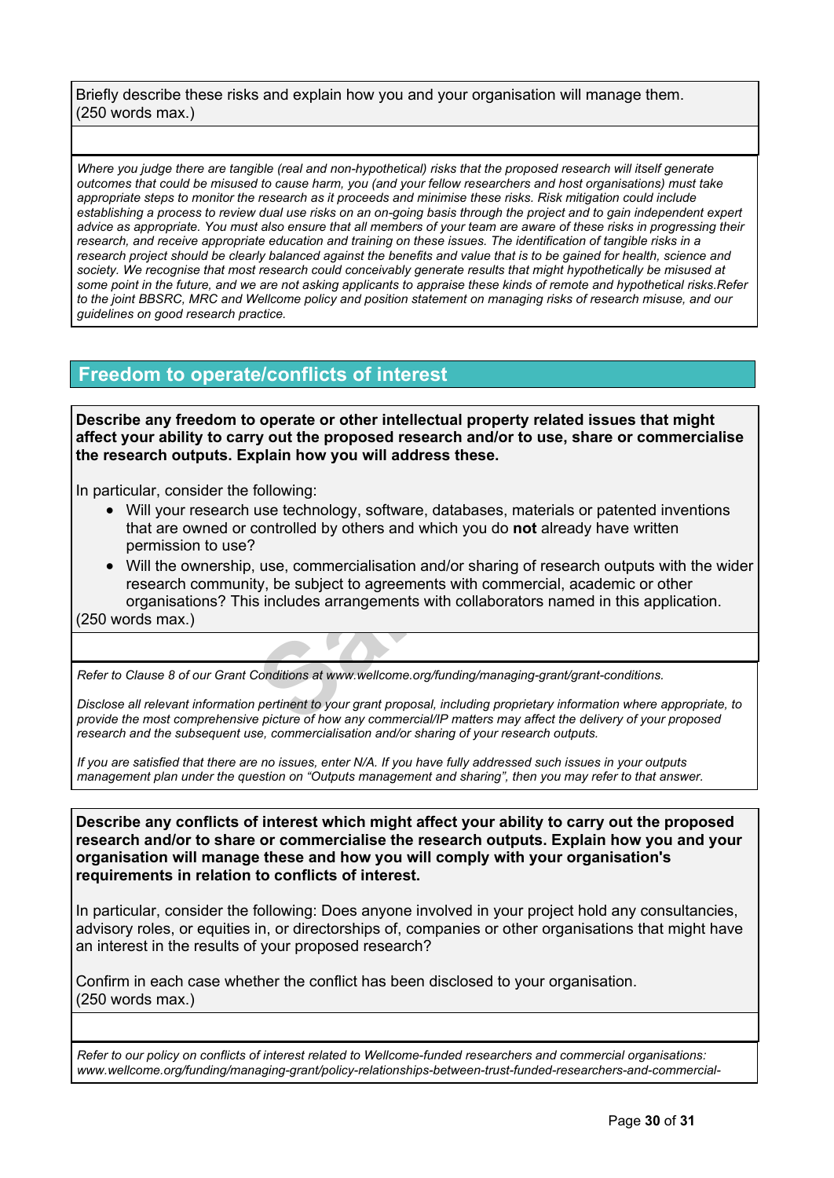Briefly describe these risks and explain how you and your organisation will manage them. (250 words max.)

*Where you judge there are tangible (real and non-hypothetical) risks that the proposed research will itself generate outcomes that could be misused to cause harm, you (and your fellow researchers and host organisations) must take appropriate steps to monitor the research as it proceeds and minimise these risks. Risk mitigation could include establishing a process to review dual use risks on an on-going basis through the project and to gain independent expert advice as appropriate. You must also ensure that all members of your team are aware of these risks in progressing their research, and receive appropriate education and training on these issues. The identification of tangible risks in a research project should be clearly balanced against the benefits and value that is to be gained for health, science and society. We recognise that most research could conceivably generate results that might hypothetically be misused at some point in the future, and we are not asking applicants to appraise these kinds of remote and hypothetical risks.Refer to the joint BBSRC, MRC and Wellcome policy and position statement on managing risks of research misuse, and our guidelines on good research practice.*

## Freedom to operate/conflicts of interest

**Describe any freedom to operate or other intellectual property related issues that might affect your ability to carry out the proposed research and/or to use, share or commercialise the research outputs. Explain how you will address these.**

In particular, consider the following:

- Will your research use technology, software, databases, materials or patented inventions that are owned or controlled by others and which you do **not** already have written permission to use?
- Will the ownership, use, commercialisation and/or sharing of research outputs with the wider research community, be subject to agreements with commercial, academic or other organisations? This includes arrangements with collaborators named in this application.

(250 words max.)

*Refer to Clause 8 of our Grant Conditions at www.wellcome.org/funding/managing-grant/grant-conditions.*

*Disclose all relevant information pertinent to your grant proposal, including proprietary information where appropriate, to provide the most comprehensive picture of how any commercial/IP matters may affect the delivery of your proposed research and the subsequent use, commercialisation and/or sharing of your research outputs.*

*If you are satisfied that there are no issues, enter N/A. If you have fully addressed such issues in your outputs management plan under the question on "Outputs management and sharing", then you may refer to that answer.*

**Describe any conflicts of interest which might affect your ability to carry out the proposed research and/or to share or commercialise the research outputs. Explain how you and your organisation will manage these and how you will comply with your organisation's requirements in relation to conflicts of interest.**

In particular, consider the following: Does anyone involved in your project hold any consultancies, advisory roles, or equities in, or directorships of, companies or other organisations that might have an interest in the results of your proposed research?

Confirm in each case whether the conflict has been disclosed to your organisation. (250 words max.)

*Refer to our policy on conflicts of interest related to Wellcome-funded researchers and commercial organisations: www.wellcome.org/funding/managing-grant/policy-relationships-between-trust-funded-researchers-and-commercial-*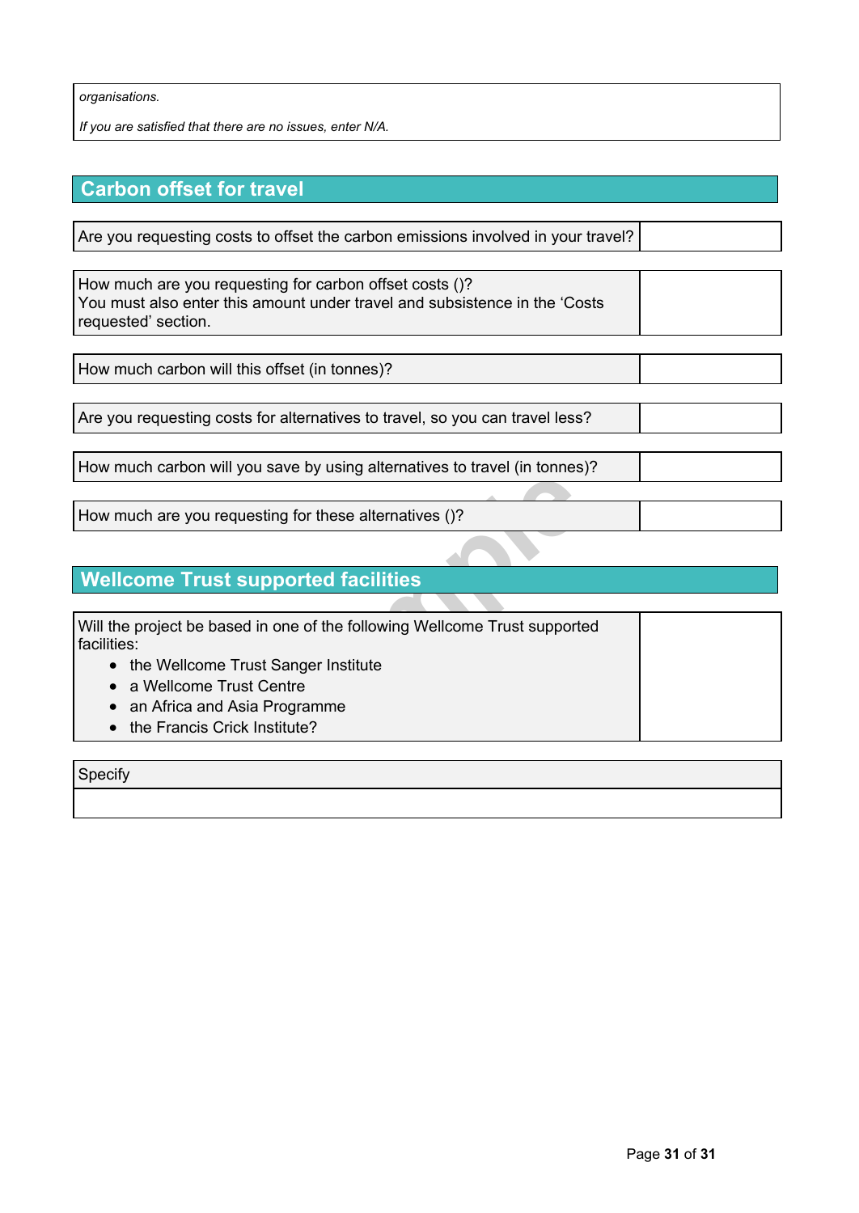| |
|---|
| *organisations.*<br><br>*If you are satisfied that there are no issues, enter N/A.* |

## Carbon offset for travel

| | |
|---|---|
| Are you requesting costs to offset the carbon emissions involved in your travel? | |

| | |
|---|---|
| How much are you requesting for carbon offset costs ()?<br>You must also enter this amount under travel and subsistence in the 'Costs requested' section. | |

| | |
|---|---|
| How much carbon will this offset (in tonnes)? | |

| | |
|---|---|
| Are you requesting costs for alternatives to travel, so you can travel less? | |

| | |
|---|---|
| How much carbon will you save by using alternatives to travel (in tonnes)? | |

| | |
|---|---|
| How much are you requesting for these alternatives ()? | |

## Wellcome Trust supported facilities

| | |
|---|---|
| Will the project be based in one of the following Wellcome Trust supported facilities:<br>• the Wellcome Trust Sanger Institute<br>• a Wellcome Trust Centre<br>• an Africa and Asia Programme<br>• the Francis Crick Institute? | |

| Specify |
|---|
| |